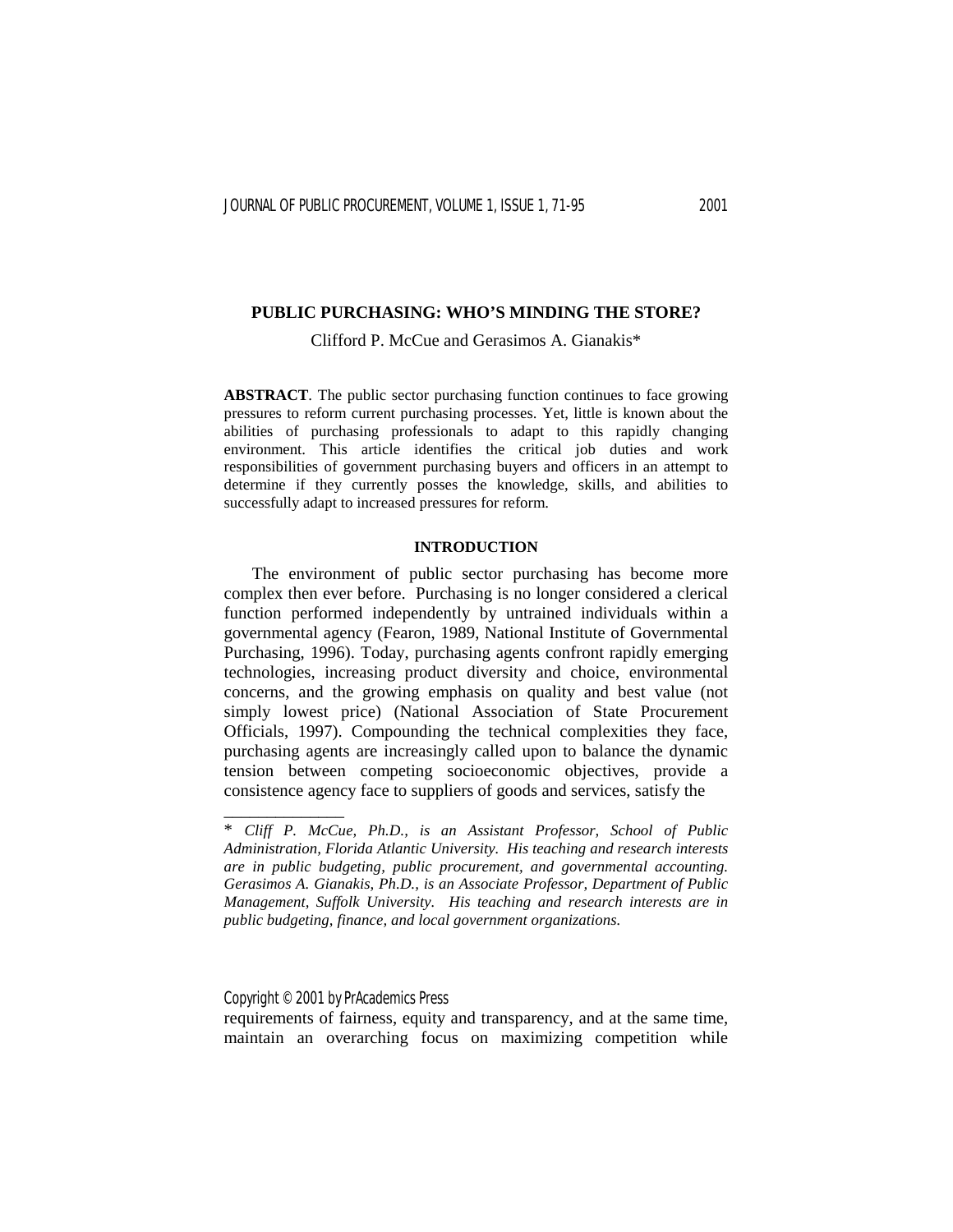# PUBLIC PURCHASING: WHO'S MINDING THE STORE?

Clifford P. McCue and Gerasimos A. Gianakis*

**ABSTRACT**. The public sector purchasing function continues to face growing pressures to reform current purchasing processes. Yet, little is known about the abilities of purchasing professionals to adapt to this rapidly changing environment. This article identifies the critical job duties and work responsibilities of government purchasing buyers and officers in an attempt to determine if they currently posses the knowledge, skills, and abilities to successfully adapt to increased pressures for reform.

## INTRODUCTION

The environment of public sector purchasing has become more complex then ever before. Purchasing is no longer considered a clerical function performed independently by untrained individuals within a governmental agency (Fearon, 1989, National Institute of Governmental Purchasing, 1996). Today, purchasing agents confront rapidly emerging technologies, increasing product diversity and choice, environmental concerns, and the growing emphasis on quality and best value (not simply lowest price) (National Association of State Procurement Officials, 1997). Compounding the technical complexities they face, purchasing agents are increasingly called upon to balance the dynamic tension between competing socioeconomic objectives, provide a consistence agency face to suppliers of goods and services, satisfy the requirements of fairness, equity and transparency, and at the same time, maintain an overarching focus on maximizing competition while

---

\* *Cliff P. McCue, Ph.D., is an Assistant Professor, School of Public Administration, Florida Atlantic University. His teaching and research interests are in public budgeting, public procurement, and governmental accounting. Gerasimos A. Gianakis, Ph.D., is an Associate Professor, Department of Public Management, Suffolk University. His teaching and research interests are in public budgeting, finance, and local government organizations.*

Copyright © 2001 by PrAcademics Press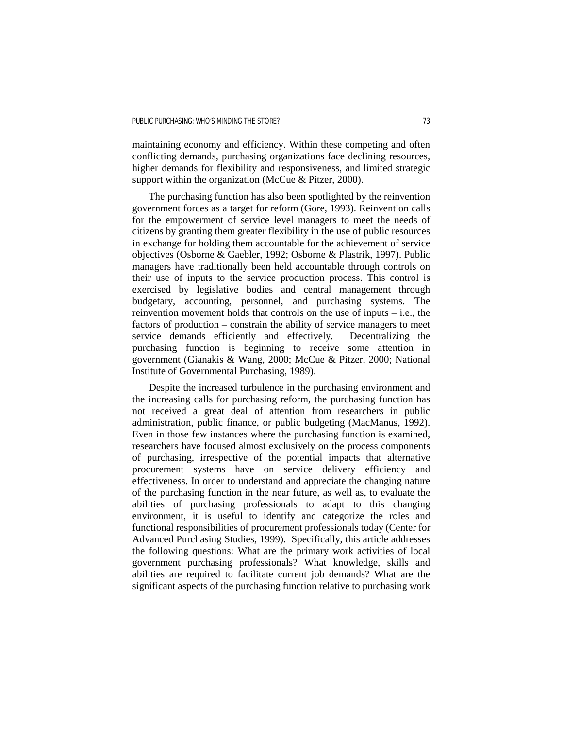maintaining economy and efficiency. Within these competing and often conflicting demands, purchasing organizations face declining resources, higher demands for flexibility and responsiveness, and limited strategic support within the organization (McCue & Pitzer, 2000).

The purchasing function has also been spotlighted by the reinvention government forces as a target for reform (Gore, 1993). Reinvention calls for the empowerment of service level managers to meet the needs of citizens by granting them greater flexibility in the use of public resources in exchange for holding them accountable for the achievement of service objectives (Osborne & Gaebler, 1992; Osborne & Plastrik, 1997). Public managers have traditionally been held accountable through controls on their use of inputs to the service production process. This control is exercised by legislative bodies and central management through budgetary, accounting, personnel, and purchasing systems. The reinvention movement holds that controls on the use of inputs – i.e., the factors of production – constrain the ability of service managers to meet service demands efficiently and effectively. Decentralizing the purchasing function is beginning to receive some attention in government (Gianakis & Wang, 2000; McCue & Pitzer, 2000; National Institute of Governmental Purchasing, 1989).

Despite the increased turbulence in the purchasing environment and the increasing calls for purchasing reform, the purchasing function has not received a great deal of attention from researchers in public administration, public finance, or public budgeting (MacManus, 1992). Even in those few instances where the purchasing function is examined, researchers have focused almost exclusively on the process components of purchasing, irrespective of the potential impacts that alternative procurement systems have on service delivery efficiency and effectiveness. In order to understand and appreciate the changing nature of the purchasing function in the near future, as well as, to evaluate the abilities of purchasing professionals to adapt to this changing environment, it is useful to identify and categorize the roles and functional responsibilities of procurement professionals today (Center for Advanced Purchasing Studies, 1999). Specifically, this article addresses the following questions: What are the primary work activities of local government purchasing professionals? What knowledge, skills and abilities are required to facilitate current job demands? What are the significant aspects of the purchasing function relative to purchasing work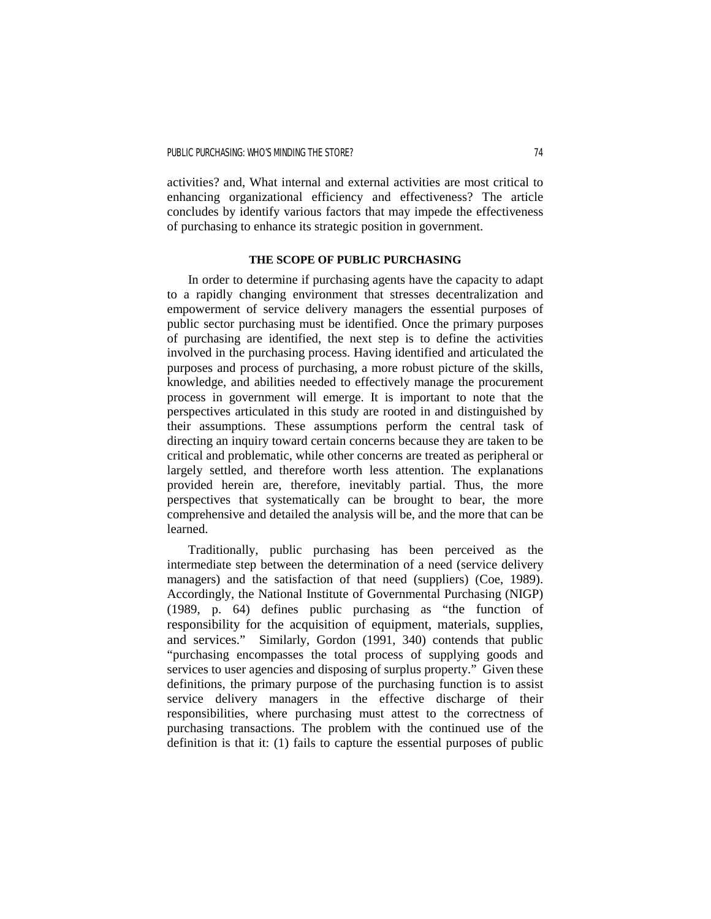activities? and, What internal and external activities are most critical to enhancing organizational efficiency and effectiveness? The article concludes by identify various factors that may impede the effectiveness of purchasing to enhance its strategic position in government.

## THE SCOPE OF PUBLIC PURCHASING

In order to determine if purchasing agents have the capacity to adapt to a rapidly changing environment that stresses decentralization and empowerment of service delivery managers the essential purposes of public sector purchasing must be identified. Once the primary purposes of purchasing are identified, the next step is to define the activities involved in the purchasing process. Having identified and articulated the purposes and process of purchasing, a more robust picture of the skills, knowledge, and abilities needed to effectively manage the procurement process in government will emerge. It is important to note that the perspectives articulated in this study are rooted in and distinguished by their assumptions. These assumptions perform the central task of directing an inquiry toward certain concerns because they are taken to be critical and problematic, while other concerns are treated as peripheral or largely settled, and therefore worth less attention. The explanations provided herein are, therefore, inevitably partial. Thus, the more perspectives that systematically can be brought to bear, the more comprehensive and detailed the analysis will be, and the more that can be learned.

Traditionally, public purchasing has been perceived as the intermediate step between the determination of a need (service delivery managers) and the satisfaction of that need (suppliers) (Coe, 1989). Accordingly, the National Institute of Governmental Purchasing (NIGP) (1989, p. 64) defines public purchasing as "the function of responsibility for the acquisition of equipment, materials, supplies, and services." Similarly, Gordon (1991, 340) contends that public "purchasing encompasses the total process of supplying goods and services to user agencies and disposing of surplus property." Given these definitions, the primary purpose of the purchasing function is to assist service delivery managers in the effective discharge of their responsibilities, where purchasing must attest to the correctness of purchasing transactions. The problem with the continued use of the definition is that it: (1) fails to capture the essential purposes of public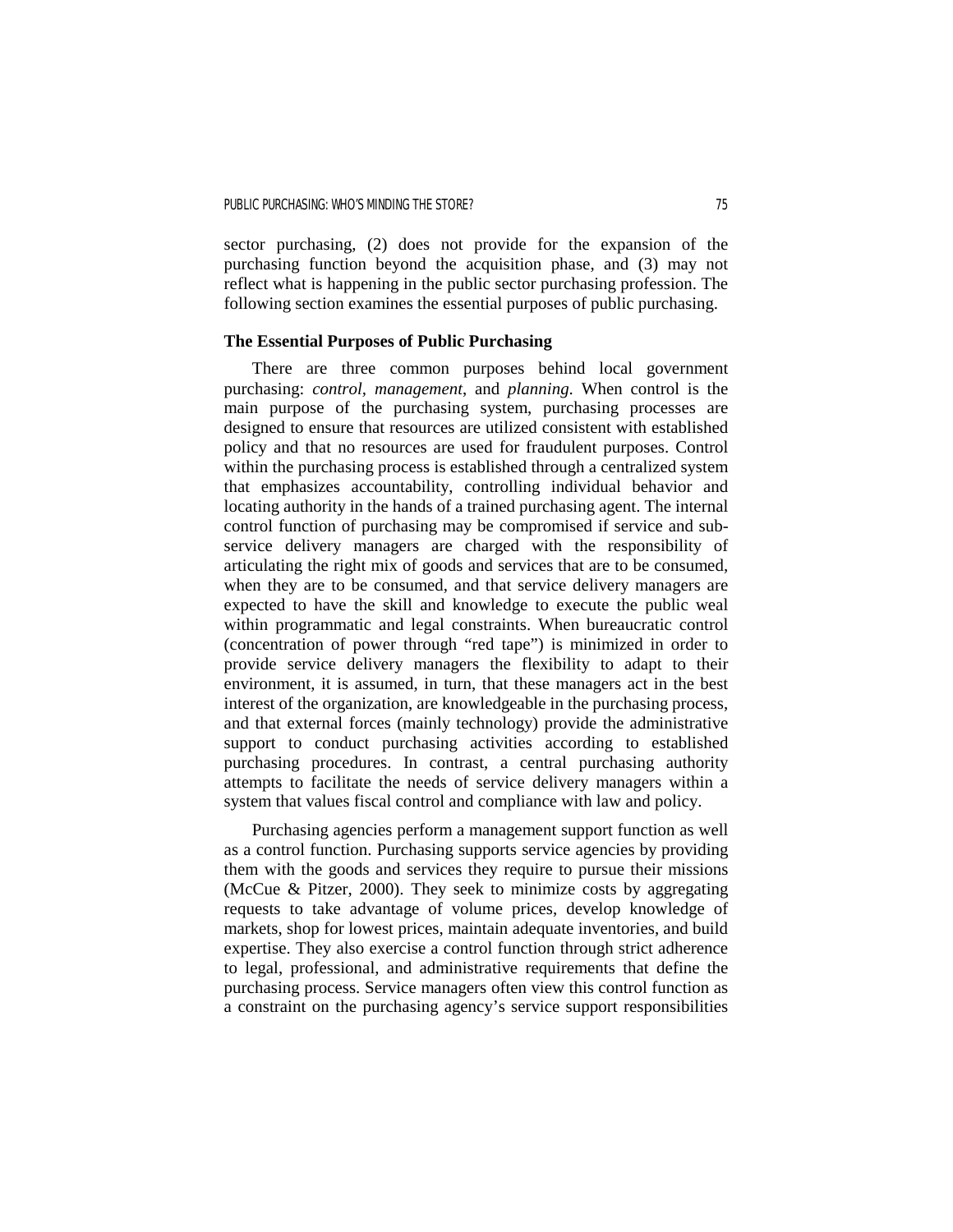sector purchasing, (2) does not provide for the expansion of the purchasing function beyond the acquisition phase, and (3) may not reflect what is happening in the public sector purchasing profession. The following section examines the essential purposes of public purchasing.

**The Essential Purposes of Public Purchasing**

There are three common purposes behind local government purchasing: *control*, *management*, and *planning*. When control is the main purpose of the purchasing system, purchasing processes are designed to ensure that resources are utilized consistent with established policy and that no resources are used for fraudulent purposes. Control within the purchasing process is established through a centralized system that emphasizes accountability, controlling individual behavior and locating authority in the hands of a trained purchasing agent. The internal control function of purchasing may be compromised if service and sub-service delivery managers are charged with the responsibility of articulating the right mix of goods and services that are to be consumed, when they are to be consumed, and that service delivery managers are expected to have the skill and knowledge to execute the public weal within programmatic and legal constraints. When bureaucratic control (concentration of power through "red tape") is minimized in order to provide service delivery managers the flexibility to adapt to their environment, it is assumed, in turn, that these managers act in the best interest of the organization, are knowledgeable in the purchasing process, and that external forces (mainly technology) provide the administrative support to conduct purchasing activities according to established purchasing procedures. In contrast, a central purchasing authority attempts to facilitate the needs of service delivery managers within a system that values fiscal control and compliance with law and policy.

Purchasing agencies perform a management support function as well as a control function. Purchasing supports service agencies by providing them with the goods and services they require to pursue their missions (McCue & Pitzer, 2000). They seek to minimize costs by aggregating requests to take advantage of volume prices, develop knowledge of markets, shop for lowest prices, maintain adequate inventories, and build expertise. They also exercise a control function through strict adherence to legal, professional, and administrative requirements that define the purchasing process. Service managers often view this control function as a constraint on the purchasing agency's service support responsibilities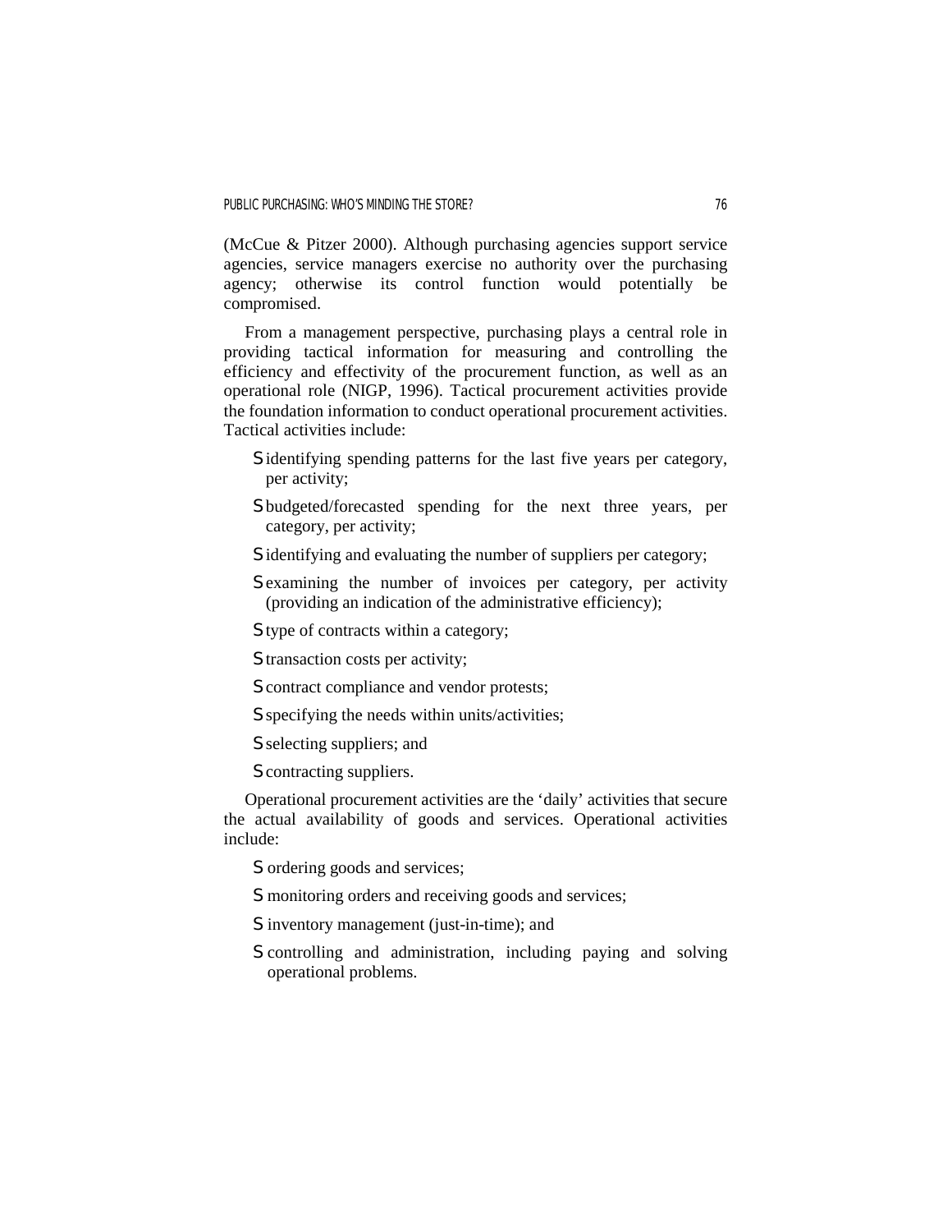(McCue & Pitzer 2000). Although purchasing agencies support service agencies, service managers exercise no authority over the purchasing agency; otherwise its control function would potentially be compromised.

From a management perspective, purchasing plays a central role in providing tactical information for measuring and controlling the efficiency and effectivity of the procurement function, as well as an operational role (NIGP, 1996). Tactical procurement activities provide the foundation information to conduct operational procurement activities. Tactical activities include:

- identifying spending patterns for the last five years per category, per activity;
- budgeted/forecasted spending for the next three years, per category, per activity;
- identifying and evaluating the number of suppliers per category;
- examining the number of invoices per category, per activity (providing an indication of the administrative efficiency);
- type of contracts within a category;
- transaction costs per activity;
- contract compliance and vendor protests;
- specifying the needs within units/activities;
- selecting suppliers; and
- contracting suppliers.

Operational procurement activities are the 'daily' activities that secure the actual availability of goods and services. Operational activities include:

- ordering goods and services;
- monitoring orders and receiving goods and services;
- inventory management (just-in-time); and
- controlling and administration, including paying and solving operational problems.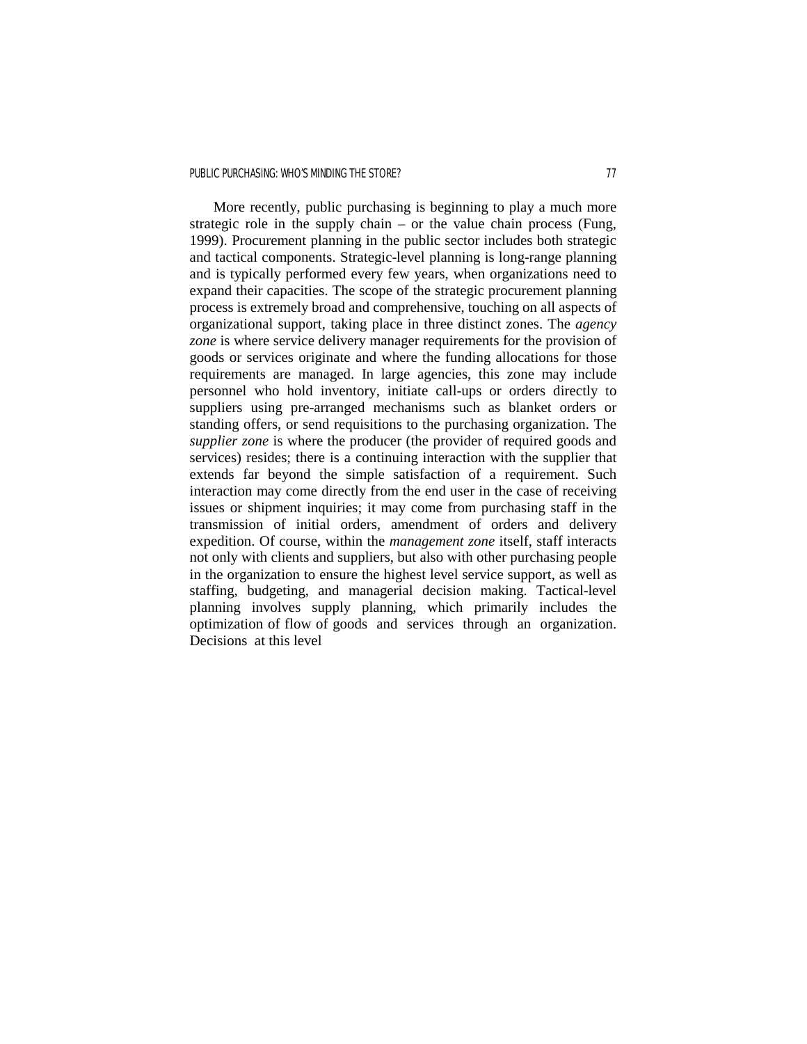More recently, public purchasing is beginning to play a much more strategic role in the supply chain – or the value chain process (Fung, 1999). Procurement planning in the public sector includes both strategic and tactical components. Strategic-level planning is long-range planning and is typically performed every few years, when organizations need to expand their capacities. The scope of the strategic procurement planning process is extremely broad and comprehensive, touching on all aspects of organizational support, taking place in three distinct zones. The *agency zone* is where service delivery manager requirements for the provision of goods or services originate and where the funding allocations for those requirements are managed. In large agencies, this zone may include personnel who hold inventory, initiate call-ups or orders directly to suppliers using pre-arranged mechanisms such as blanket orders or standing offers, or send requisitions to the purchasing organization. The *supplier zone* is where the producer (the provider of required goods and services) resides; there is a continuing interaction with the supplier that extends far beyond the simple satisfaction of a requirement. Such interaction may come directly from the end user in the case of receiving issues or shipment inquiries; it may come from purchasing staff in the transmission of initial orders, amendment of orders and delivery expedition. Of course, within the *management zone* itself, staff interacts not only with clients and suppliers, but also with other purchasing people in the organization to ensure the highest level service support, as well as staffing, budgeting, and managerial decision making. Tactical-level planning involves supply planning, which primarily includes the optimization of flow of goods and services through an organization. Decisions at this level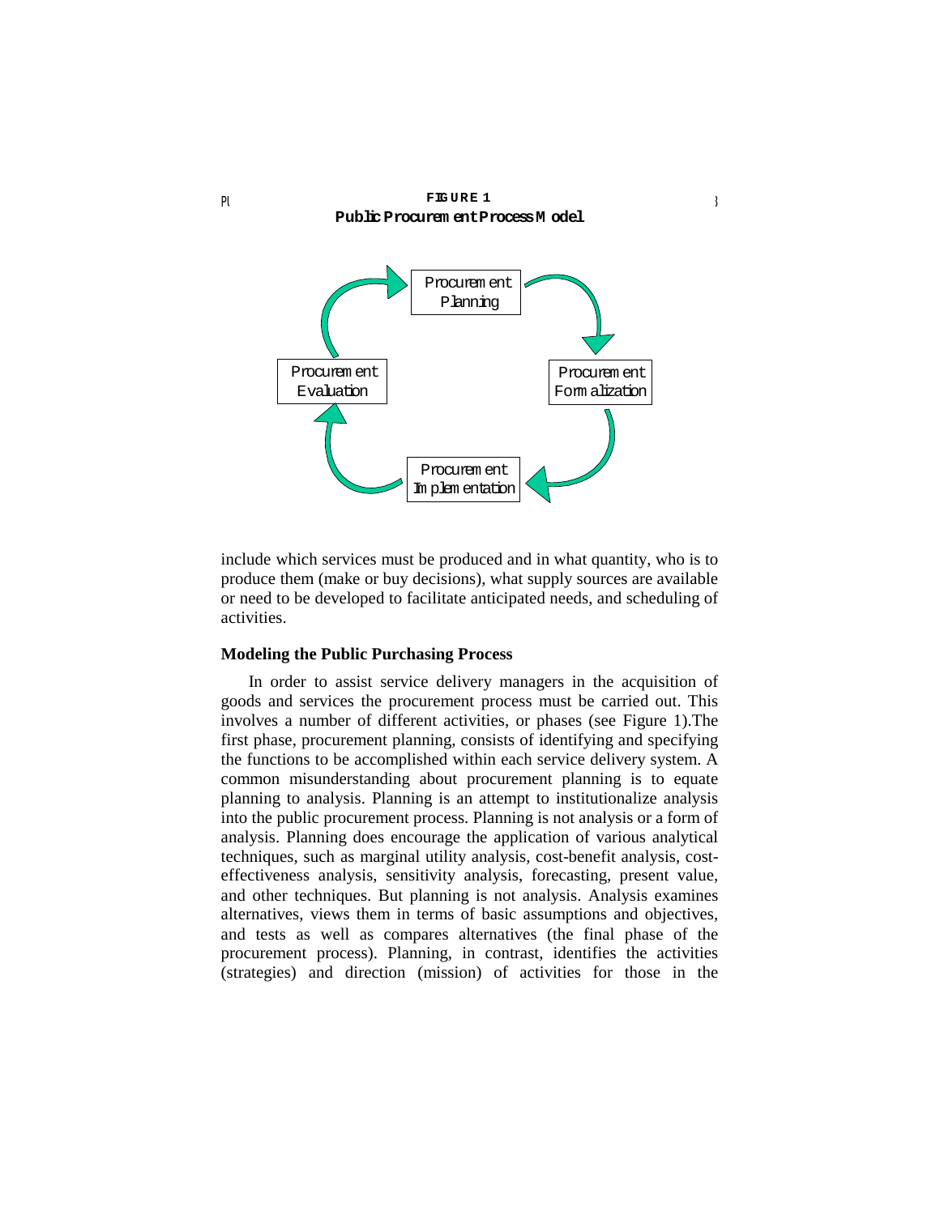**FIGURE 1**
**Public Procurement Process Model**

Procurement Planning → Procurement Formalization → Procurement Implementation → Procurement Evaluation → Procurement Planning

include which services must be produced and in what quantity, who is to produce them (make or buy decisions), what supply sources are available or need to be developed to facilitate anticipated needs, and scheduling of activities.

### Modeling the Public Purchasing Process

In order to assist service delivery managers in the acquisition of goods and services the procurement process must be carried out. This involves a number of different activities, or phases (see Figure 1).The first phase, procurement planning, consists of identifying and specifying the functions to be accomplished within each service delivery system. A common misunderstanding about procurement planning is to equate planning to analysis. Planning is an attempt to institutionalize analysis into the public procurement process. Planning is not analysis or a form of analysis. Planning does encourage the application of various analytical techniques, such as marginal utility analysis, cost-benefit analysis, cost-effectiveness analysis, sensitivity analysis, forecasting, present value, and other techniques. But planning is not analysis. Analysis examines alternatives, views them in terms of basic assumptions and objectives, and tests as well as compares alternatives (the final phase of the procurement process). Planning, in contrast, identifies the activities (strategies) and direction (mission) of activities for those in the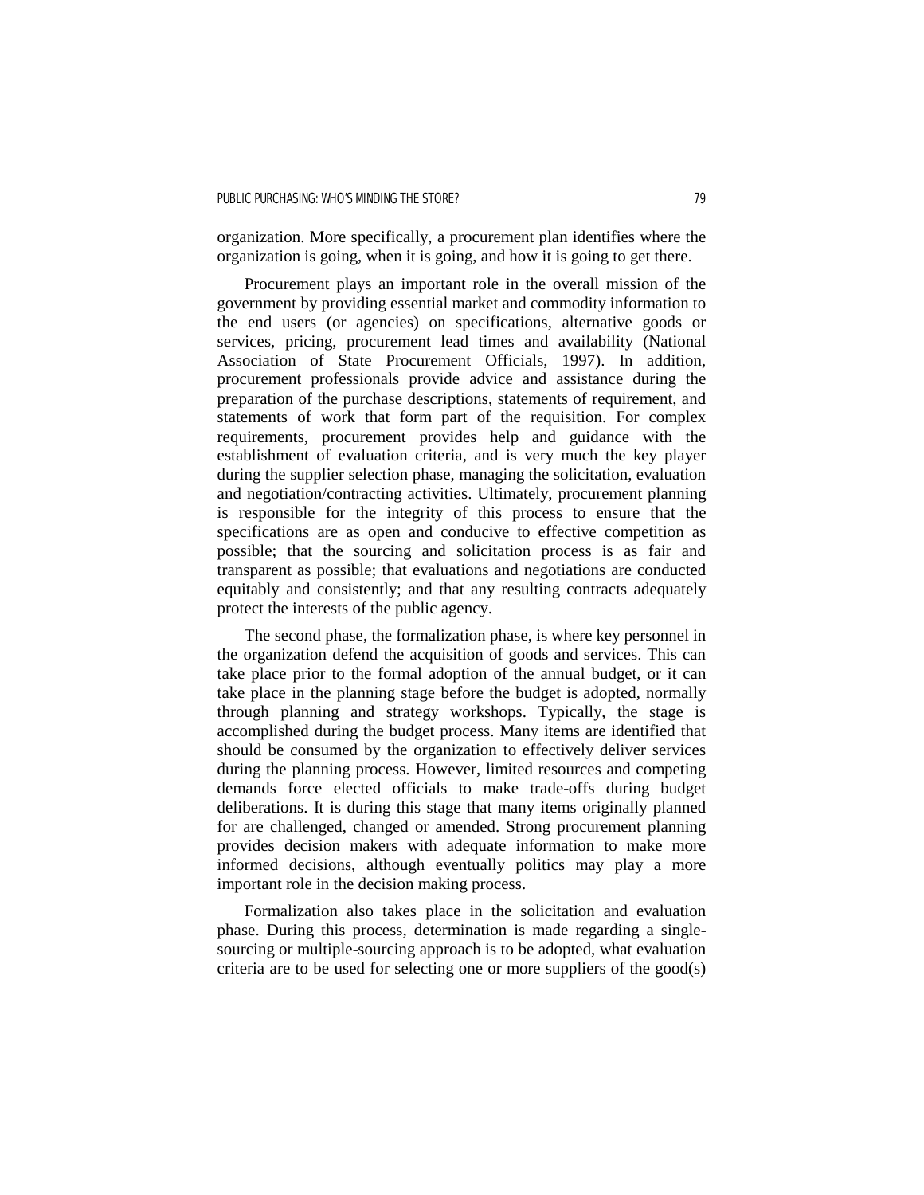organization. More specifically, a procurement plan identifies where the organization is going, when it is going, and how it is going to get there.

Procurement plays an important role in the overall mission of the government by providing essential market and commodity information to the end users (or agencies) on specifications, alternative goods or services, pricing, procurement lead times and availability (National Association of State Procurement Officials, 1997). In addition, procurement professionals provide advice and assistance during the preparation of the purchase descriptions, statements of requirement, and statements of work that form part of the requisition. For complex requirements, procurement provides help and guidance with the establishment of evaluation criteria, and is very much the key player during the supplier selection phase, managing the solicitation, evaluation and negotiation/contracting activities. Ultimately, procurement planning is responsible for the integrity of this process to ensure that the specifications are as open and conducive to effective competition as possible; that the sourcing and solicitation process is as fair and transparent as possible; that evaluations and negotiations are conducted equitably and consistently; and that any resulting contracts adequately protect the interests of the public agency.

The second phase, the formalization phase, is where key personnel in the organization defend the acquisition of goods and services. This can take place prior to the formal adoption of the annual budget, or it can take place in the planning stage before the budget is adopted, normally through planning and strategy workshops. Typically, the stage is accomplished during the budget process. Many items are identified that should be consumed by the organization to effectively deliver services during the planning process. However, limited resources and competing demands force elected officials to make trade-offs during budget deliberations. It is during this stage that many items originally planned for are challenged, changed or amended. Strong procurement planning provides decision makers with adequate information to make more informed decisions, although eventually politics may play a more important role in the decision making process.

Formalization also takes place in the solicitation and evaluation phase. During this process, determination is made regarding a single-sourcing or multiple-sourcing approach is to be adopted, what evaluation criteria are to be used for selecting one or more suppliers of the good(s)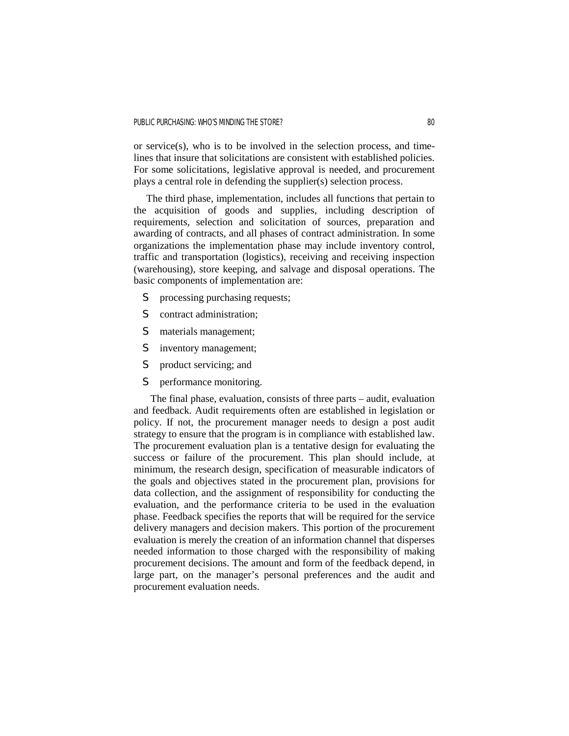or service(s), who is to be involved in the selection process, and time-lines that insure that solicitations are consistent with established policies. For some solicitations, legislative approval is needed, and procurement plays a central role in defending the supplier(s) selection process.

The third phase, implementation, includes all functions that pertain to the acquisition of goods and supplies, including description of requirements, selection and solicitation of sources, preparation and awarding of contracts, and all phases of contract administration. In some organizations the implementation phase may include inventory control, traffic and transportation (logistics), receiving and receiving inspection (warehousing), store keeping, and salvage and disposal operations. The basic components of implementation are:

- processing purchasing requests;
- contract administration;
- materials management;
- inventory management;
- product servicing; and
- performance monitoring.

The final phase, evaluation, consists of three parts – audit, evaluation and feedback. Audit requirements often are established in legislation or policy. If not, the procurement manager needs to design a post audit strategy to ensure that the program is in compliance with established law. The procurement evaluation plan is a tentative design for evaluating the success or failure of the procurement. This plan should include, at minimum, the research design, specification of measurable indicators of the goals and objectives stated in the procurement plan, provisions for data collection, and the assignment of responsibility for conducting the evaluation, and the performance criteria to be used in the evaluation phase. Feedback specifies the reports that will be required for the service delivery managers and decision makers. This portion of the procurement evaluation is merely the creation of an information channel that disperses needed information to those charged with the responsibility of making procurement decisions. The amount and form of the feedback depend, in large part, on the manager's personal preferences and the audit and procurement evaluation needs.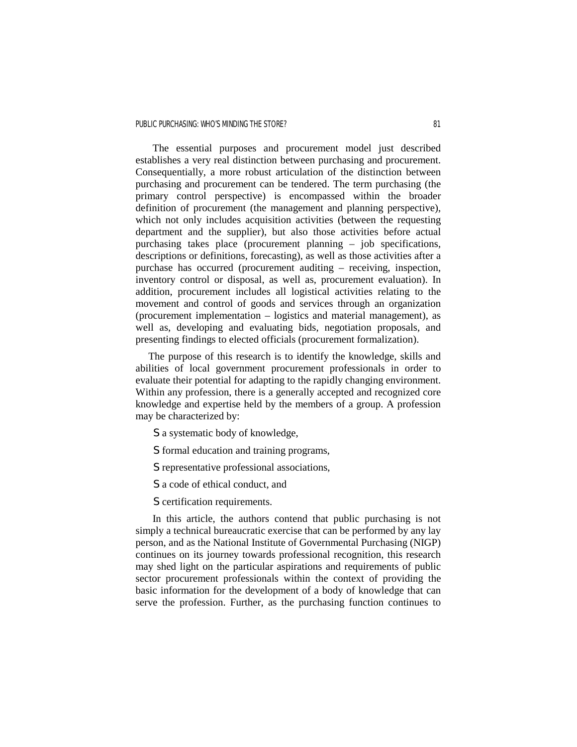The essential purposes and procurement model just described establishes a very real distinction between purchasing and procurement. Consequentially, a more robust articulation of the distinction between purchasing and procurement can be tendered. The term purchasing (the primary control perspective) is encompassed within the broader definition of procurement (the management and planning perspective), which not only includes acquisition activities (between the requesting department and the supplier), but also those activities before actual purchasing takes place (procurement planning – job specifications, descriptions or definitions, forecasting), as well as those activities after a purchase has occurred (procurement auditing – receiving, inspection, inventory control or disposal, as well as, procurement evaluation). In addition, procurement includes all logistical activities relating to the movement and control of goods and services through an organization (procurement implementation – logistics and material management), as well as, developing and evaluating bids, negotiation proposals, and presenting findings to elected officials (procurement formalization).

The purpose of this research is to identify the knowledge, skills and abilities of local government procurement professionals in order to evaluate their potential for adapting to the rapidly changing environment. Within any profession, there is a generally accepted and recognized core knowledge and expertise held by the members of a group. A profession may be characterized by:

- a systematic body of knowledge,
- formal education and training programs,
- representative professional associations,
- a code of ethical conduct, and
- certification requirements.

In this article, the authors contend that public purchasing is not simply a technical bureaucratic exercise that can be performed by any lay person, and as the National Institute of Governmental Purchasing (NIGP) continues on its journey towards professional recognition, this research may shed light on the particular aspirations and requirements of public sector procurement professionals within the context of providing the basic information for the development of a body of knowledge that can serve the profession. Further, as the purchasing function continues to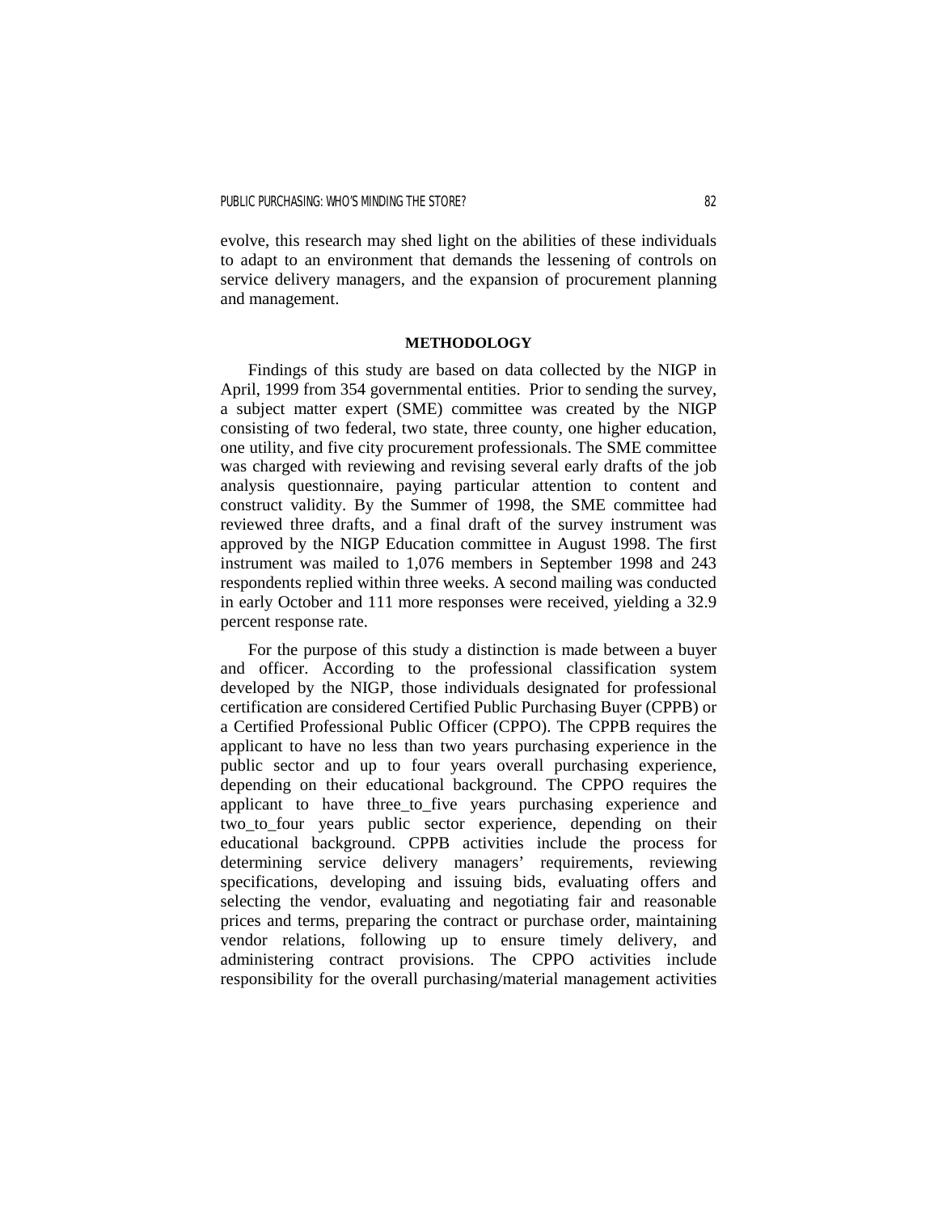evolve, this research may shed light on the abilities of these individuals to adapt to an environment that demands the lessening of controls on service delivery managers, and the expansion of procurement planning and management.

## METHODOLOGY

Findings of this study are based on data collected by the NIGP in April, 1999 from 354 governmental entities. Prior to sending the survey, a subject matter expert (SME) committee was created by the NIGP consisting of two federal, two state, three county, one higher education, one utility, and five city procurement professionals. The SME committee was charged with reviewing and revising several early drafts of the job analysis questionnaire, paying particular attention to content and construct validity. By the Summer of 1998, the SME committee had reviewed three drafts, and a final draft of the survey instrument was approved by the NIGP Education committee in August 1998. The first instrument was mailed to 1,076 members in September 1998 and 243 respondents replied within three weeks. A second mailing was conducted in early October and 111 more responses were received, yielding a 32.9 percent response rate.

For the purpose of this study a distinction is made between a buyer and officer. According to the professional classification system developed by the NIGP, those individuals designated for professional certification are considered Certified Public Purchasing Buyer (CPPB) or a Certified Professional Public Officer (CPPO). The CPPB requires the applicant to have no less than two years purchasing experience in the public sector and up to four years overall purchasing experience, depending on their educational background. The CPPO requires the applicant to have three_to_five years purchasing experience and two_to_four years public sector experience, depending on their educational background. CPPB activities include the process for determining service delivery managers' requirements, reviewing specifications, developing and issuing bids, evaluating offers and selecting the vendor, evaluating and negotiating fair and reasonable prices and terms, preparing the contract or purchase order, maintaining vendor relations, following up to ensure timely delivery, and administering contract provisions. The CPPO activities include responsibility for the overall purchasing/material management activities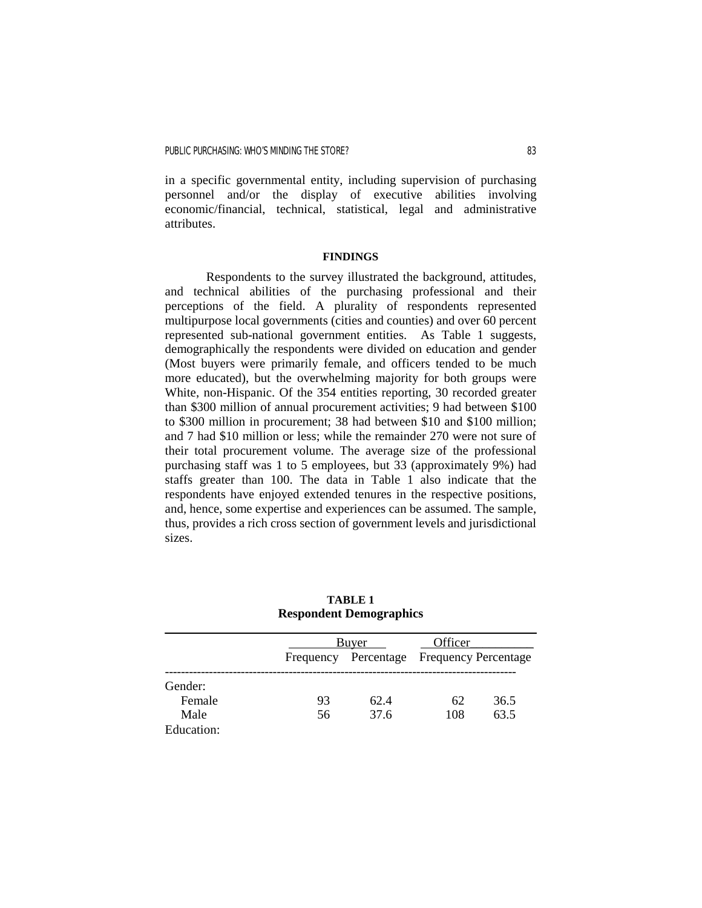in a specific governmental entity, including supervision of purchasing personnel and/or the display of executive abilities involving economic/financial, technical, statistical, legal and administrative attributes.

## FINDINGS

Respondents to the survey illustrated the background, attitudes, and technical abilities of the purchasing professional and their perceptions of the field. A plurality of respondents represented multipurpose local governments (cities and counties) and over 60 percent represented sub-national government entities. As Table 1 suggests, demographically the respondents were divided on education and gender (Most buyers were primarily female, and officers tended to be much more educated), but the overwhelming majority for both groups were White, non-Hispanic. Of the 354 entities reporting, 30 recorded greater than $300 million of annual procurement activities; 9 had between $100 to $300 million in procurement; 38 had between $10 and $100 million; and 7 had $10 million or less; while the remainder 270 were not sure of their total procurement volume. The average size of the professional purchasing staff was 1 to 5 employees, but 33 (approximately 9%) had staffs greater than 100. The data in Table 1 also indicate that the respondents have enjoyed extended tenures in the respective positions, and, hence, some expertise and experiences can be assumed. The sample, thus, provides a rich cross section of government levels and jurisdictional sizes.

**TABLE 1**
**Respondent Demographics**

| | Buyer | | Officer | |
|---|---|---|---|---|
| | Frequency | Percentage | Frequency | Percentage |
| Gender: | | | | |
| Female | 93 | 62.4 | 62 | 36.5 |
| Male | 56 | 37.6 | 108 | 63.5 |
| Education: | | | | |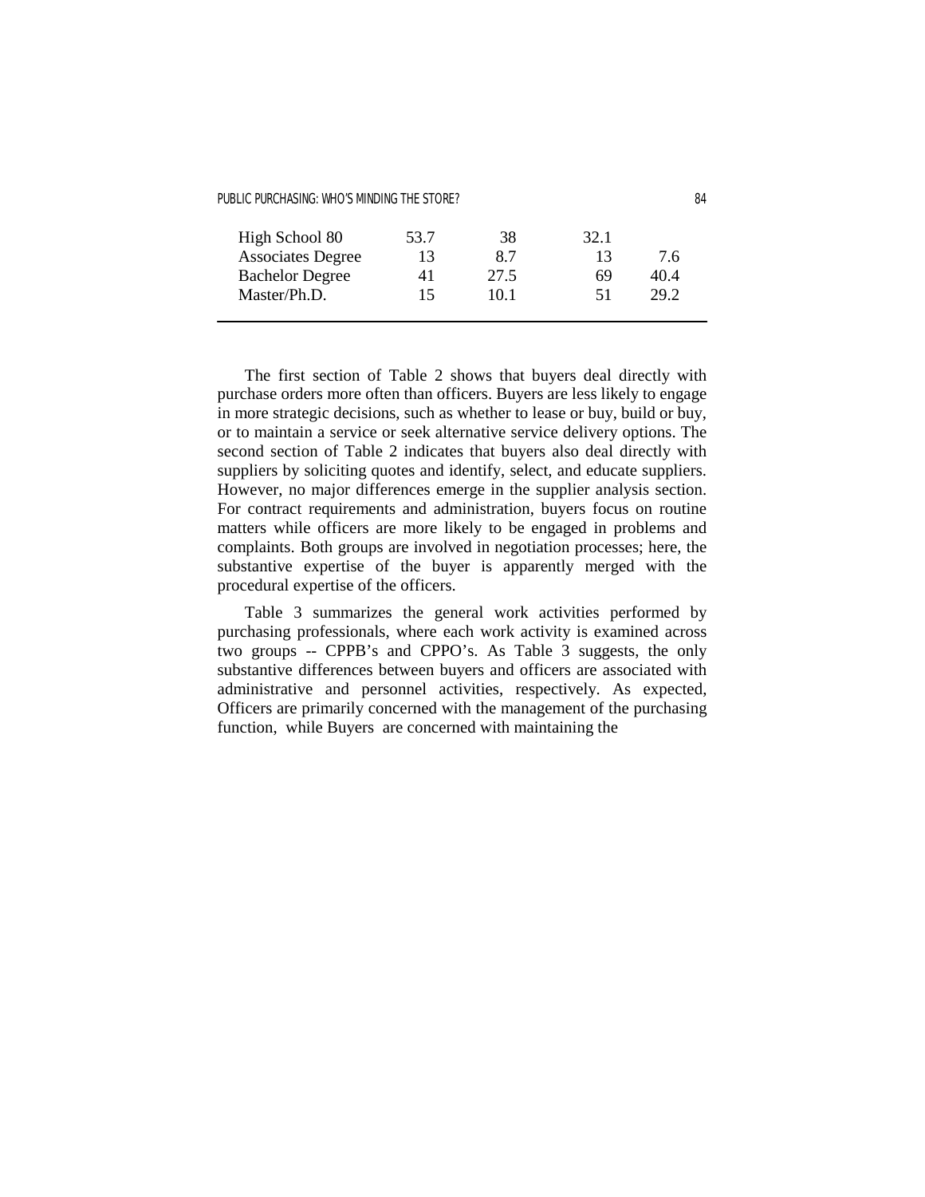| | | | | |
|---|---|---|---|---|
| High School 80 | 53.7 | 38 | 32.1 | |
| Associates Degree | 13 | 8.7 | 13 | 7.6 |
| Bachelor Degree | 41 | 27.5 | 69 | 40.4 |
| Master/Ph.D. | 15 | 10.1 | 51 | 29.2 |

The first section of Table 2 shows that buyers deal directly with purchase orders more often than officers. Buyers are less likely to engage in more strategic decisions, such as whether to lease or buy, build or buy, or to maintain a service or seek alternative service delivery options. The second section of Table 2 indicates that buyers also deal directly with suppliers by soliciting quotes and identify, select, and educate suppliers. However, no major differences emerge in the supplier analysis section. For contract requirements and administration, buyers focus on routine matters while officers are more likely to be engaged in problems and complaints. Both groups are involved in negotiation processes; here, the substantive expertise of the buyer is apparently merged with the procedural expertise of the officers.

Table 3 summarizes the general work activities performed by purchasing professionals, where each work activity is examined across two groups -- CPPB's and CPPO's. As Table 3 suggests, the only substantive differences between buyers and officers are associated with administrative and personnel activities, respectively. As expected, Officers are primarily concerned with the management of the purchasing function, while Buyers are concerned with maintaining the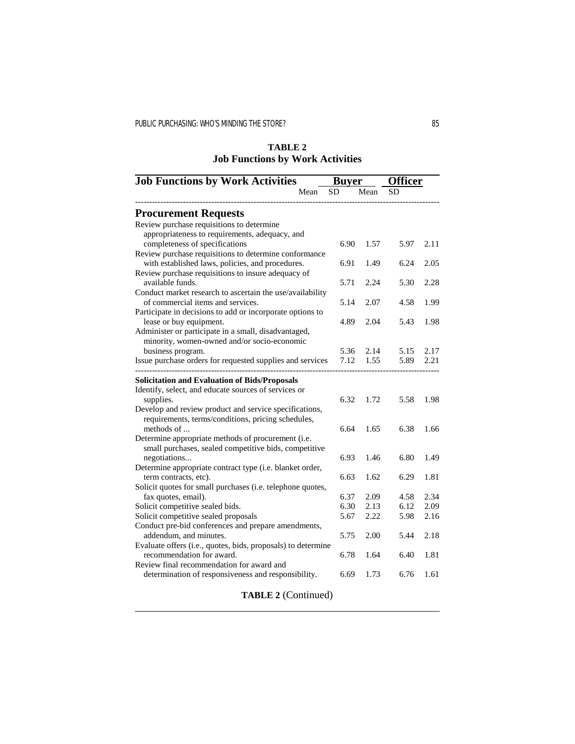**TABLE 2**
**Job Functions by Work Activities**

| Job Functions by Work Activities | Buyer | | Officer | |
|---|---|---|---|---|
| | Mean | SD | Mean | SD |
| **Procurement Requests** | | | | |
| Review purchase requisitions to determine appropriateness to requirements, adequacy, and completeness of specifications | 6.90 | 1.57 | 5.97 | 2.11 |
| Review purchase requisitions to determine conformance with established laws, policies, and procedures. | 6.91 | 1.49 | 6.24 | 2.05 |
| Review purchase requisitions to insure adequacy of available funds. | 5.71 | 2.24 | 5.30 | 2.28 |
| Conduct market research to ascertain the use/availability of commercial items and services. | 5.14 | 2.07 | 4.58 | 1.99 |
| Participate in decisions to add or incorporate options to lease or buy equipment. | 4.89 | 2.04 | 5.43 | 1.98 |
| Administer or participate in a small, disadvantaged, minority, women-owned and/or socio-economic business program. | 5.36 | 2.14 | 5.15 | 2.17 |
| Issue purchase orders for requested supplies and services | 7.12 | 1.55 | 5.89 | 2.21 |
| **Solicitation and Evaluation of Bids/Proposals** | | | | |
| Identify, select, and educate sources of services or supplies. | 6.32 | 1.72 | 5.58 | 1.98 |
| Develop and review product and service specifications, requirements, terms/conditions, pricing schedules, methods of ... | 6.64 | 1.65 | 6.38 | 1.66 |
| Determine appropriate methods of procurement (i.e. small purchases, sealed competitive bids, competitive negotiations... | 6.93 | 1.46 | 6.80 | 1.49 |
| Determine appropriate contract type (i.e. blanket order, term contracts, etc). | 6.63 | 1.62 | 6.29 | 1.81 |
| Solicit quotes for small purchases (i.e. telephone quotes, fax quotes, email). | 6.37 | 2.09 | 4.58 | 2.34 |
| Solicit competitive sealed bids. | 6.30 | 2.13 | 6.12 | 2.09 |
| Solicit competitive sealed proposals | 5.67 | 2.22 | 5.98 | 2.16 |
| Conduct pre-bid conferences and prepare amendments, addendum, and minutes. | 5.75 | 2.00 | 5.44 | 2.18 |
| Evaluate offers (i.e., quotes, bids, proposals) to determine recommendation for award. | 6.78 | 1.64 | 6.40 | 1.81 |
| Review final recommendation for award and determination of responsiveness and responsibility. | 6.69 | 1.73 | 6.76 | 1.61 |

**TABLE 2** (Continued)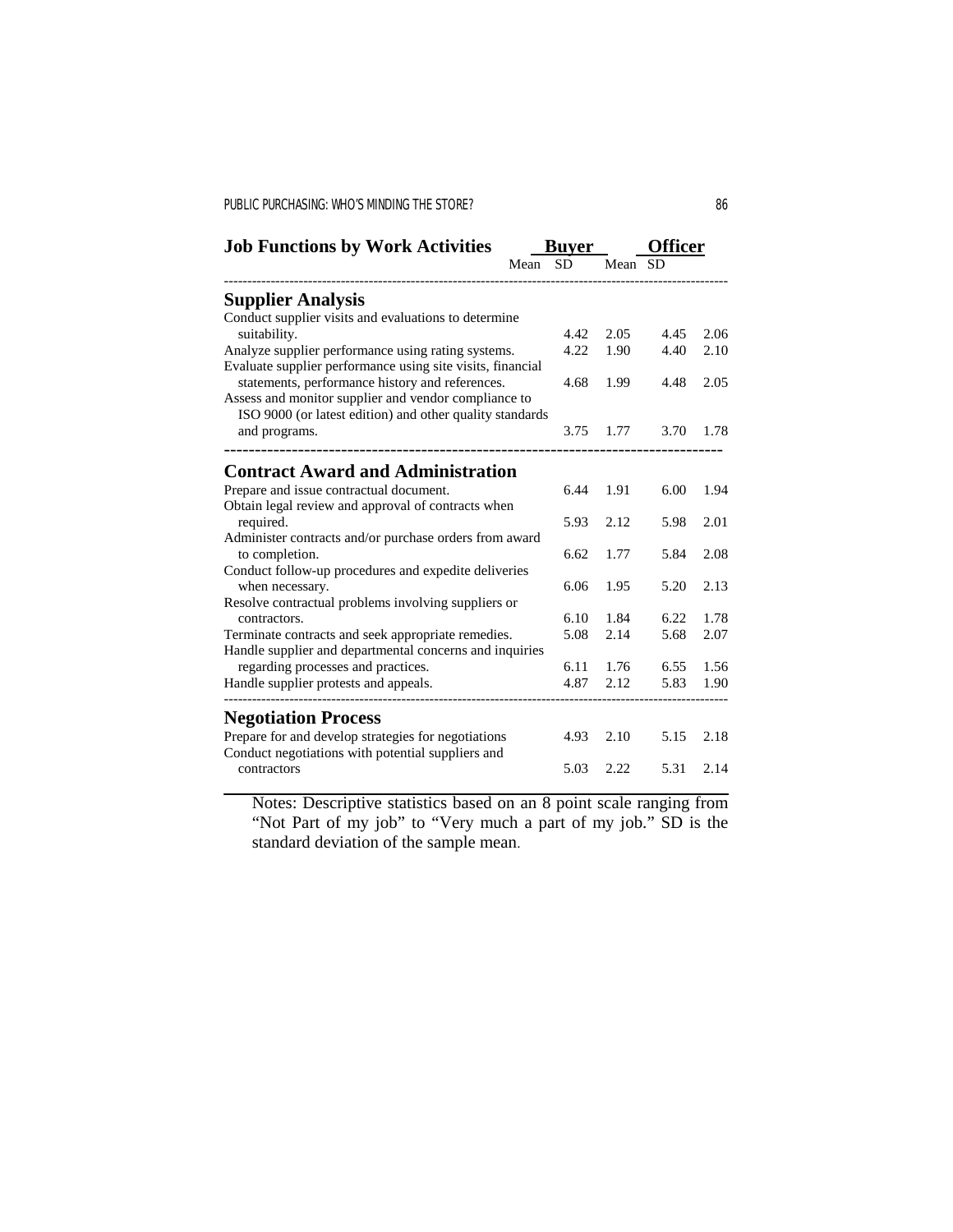| Job Functions by Work Activities | Buyer | | Officer | |
|---|---|---|---|---|
| | Mean | SD | Mean | SD |
| **Supplier Analysis** | | | | |
| Conduct supplier visits and evaluations to determine suitability. | 4.42 | 2.05 | 4.45 | 2.06 |
| Analyze supplier performance using rating systems. | 4.22 | 1.90 | 4.40 | 2.10 |
| Evaluate supplier performance using site visits, financial statements, performance history and references. | 4.68 | 1.99 | 4.48 | 2.05 |
| Assess and monitor supplier and vendor compliance to ISO 9000 (or latest edition) and other quality standards and programs. | 3.75 | 1.77 | 3.70 | 1.78 |
| **Contract Award and Administration** | | | | |
| Prepare and issue contractual document. | 6.44 | 1.91 | 6.00 | 1.94 |
| Obtain legal review and approval of contracts when required. | 5.93 | 2.12 | 5.98 | 2.01 |
| Administer contracts and/or purchase orders from award to completion. | 6.62 | 1.77 | 5.84 | 2.08 |
| Conduct follow-up procedures and expedite deliveries when necessary. | 6.06 | 1.95 | 5.20 | 2.13 |
| Resolve contractual problems involving suppliers or contractors. | 6.10 | 1.84 | 6.22 | 1.78 |
| Terminate contracts and seek appropriate remedies. | 5.08 | 2.14 | 5.68 | 2.07 |
| Handle supplier and departmental concerns and inquiries regarding processes and practices. | 6.11 | 1.76 | 6.55 | 1.56 |
| Handle supplier protests and appeals. | 4.87 | 2.12 | 5.83 | 1.90 |
| **Negotiation Process** | | | | |
| Prepare for and develop strategies for negotiations | 4.93 | 2.10 | 5.15 | 2.18 |
| Conduct negotiations with potential suppliers and contractors | 5.03 | 2.22 | 5.31 | 2.14 |

Notes: Descriptive statistics based on an 8 point scale ranging from "Not Part of my job" to "Very much a part of my job." SD is the standard deviation of the sample mean.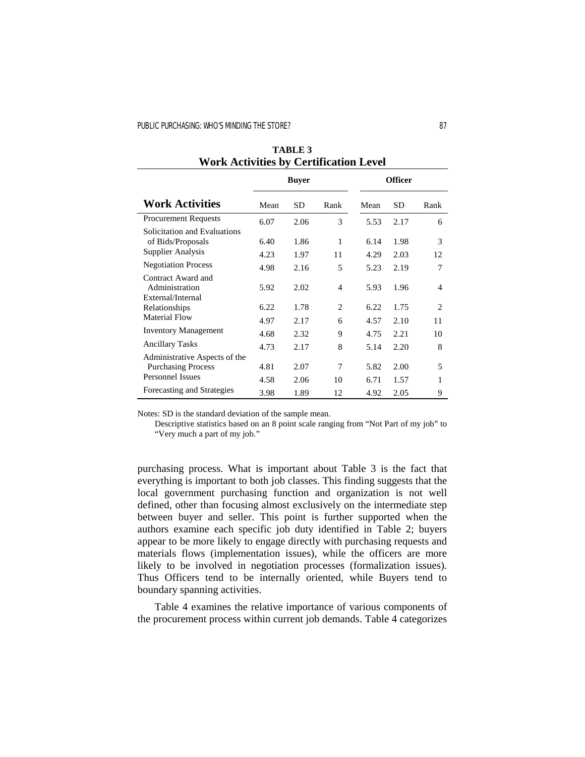**TABLE 3**
**Work Activities by Certification Level**

| Work Activities | Buyer | | | Officer | | |
|---|---|---|---|---|---|---|
| | Mean | SD | Rank | Mean | SD | Rank |
| Procurement Requests | 6.07 | 2.06 | 3 | 5.53 | 2.17 | 6 |
| Solicitation and Evaluations of Bids/Proposals | 6.40 | 1.86 | 1 | 6.14 | 1.98 | 3 |
| Supplier Analysis | 4.23 | 1.97 | 11 | 4.29 | 2.03 | 12 |
| Negotiation Process | 4.98 | 2.16 | 5 | 5.23 | 2.19 | 7 |
| Contract Award and Administration | 5.92 | 2.02 | 4 | 5.93 | 1.96 | 4 |
| External/Internal Relationships | 6.22 | 1.78 | 2 | 6.22 | 1.75 | 2 |
| Material Flow | 4.97 | 2.17 | 6 | 4.57 | 2.10 | 11 |
| Inventory Management | 4.68 | 2.32 | 9 | 4.75 | 2.21 | 10 |
| Ancillary Tasks | 4.73 | 2.17 | 8 | 5.14 | 2.20 | 8 |
| Administrative Aspects of the Purchasing Process | 4.81 | 2.07 | 7 | 5.82 | 2.00 | 5 |
| Personnel Issues | 4.58 | 2.06 | 10 | 6.71 | 1.57 | 1 |
| Forecasting and Strategies | 3.98 | 1.89 | 12 | 4.92 | 2.05 | 9 |

Notes: SD is the standard deviation of the sample mean.
Descriptive statistics based on an 8 point scale ranging from "Not Part of my job" to "Very much a part of my job."

purchasing process. What is important about Table 3 is the fact that everything is important to both job classes. This finding suggests that the local government purchasing function and organization is not well defined, other than focusing almost exclusively on the intermediate step between buyer and seller. This point is further supported when the authors examine each specific job duty identified in Table 2; buyers appear to be more likely to engage directly with purchasing requests and materials flows (implementation issues), while the officers are more likely to be involved in negotiation processes (formalization issues). Thus Officers tend to be internally oriented, while Buyers tend to boundary spanning activities.

Table 4 examines the relative importance of various components of the procurement process within current job demands. Table 4 categorizes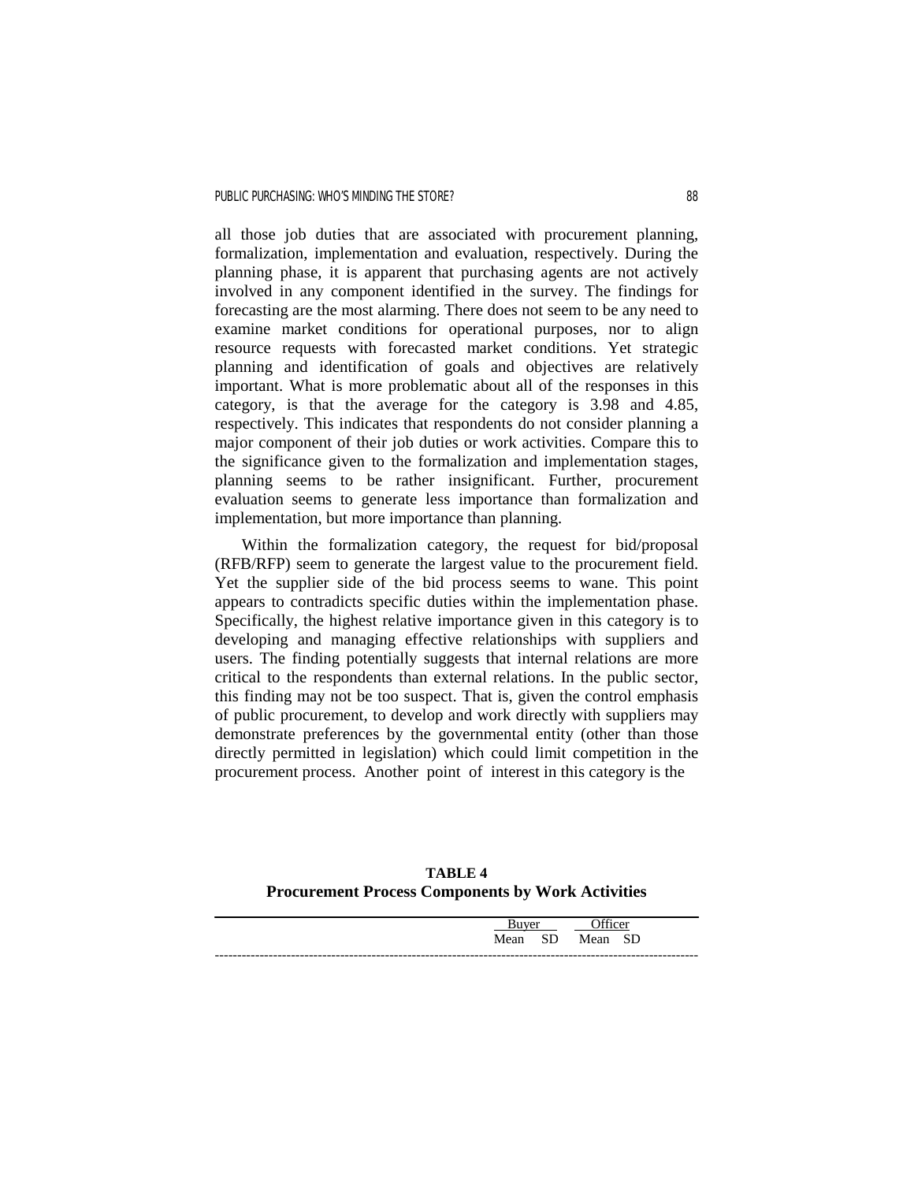all those job duties that are associated with procurement planning, formalization, implementation and evaluation, respectively. During the planning phase, it is apparent that purchasing agents are not actively involved in any component identified in the survey. The findings for forecasting are the most alarming. There does not seem to be any need to examine market conditions for operational purposes, nor to align resource requests with forecasted market conditions. Yet strategic planning and identification of goals and objectives are relatively important. What is more problematic about all of the responses in this category, is that the average for the category is 3.98 and 4.85, respectively. This indicates that respondents do not consider planning a major component of their job duties or work activities. Compare this to the significance given to the formalization and implementation stages, planning seems to be rather insignificant. Further, procurement evaluation seems to generate less importance than formalization and implementation, but more importance than planning.

Within the formalization category, the request for bid/proposal (RFB/RFP) seem to generate the largest value to the procurement field. Yet the supplier side of the bid process seems to wane. This point appears to contradicts specific duties within the implementation phase. Specifically, the highest relative importance given in this category is to developing and managing effective relationships with suppliers and users. The finding potentially suggests that internal relations are more critical to the respondents than external relations. In the public sector, this finding may not be too suspect. That is, given the control emphasis of public procurement, to develop and work directly with suppliers may demonstrate preferences by the governmental entity (other than those directly permitted in legislation) which could limit competition in the procurement process. Another point of interest in this category is the

**TABLE 4**
**Procurement Process Components by Work Activities**

| | Buyer | | Officer | |
|---|---|---|---|---|
| | Mean | SD | Mean | SD |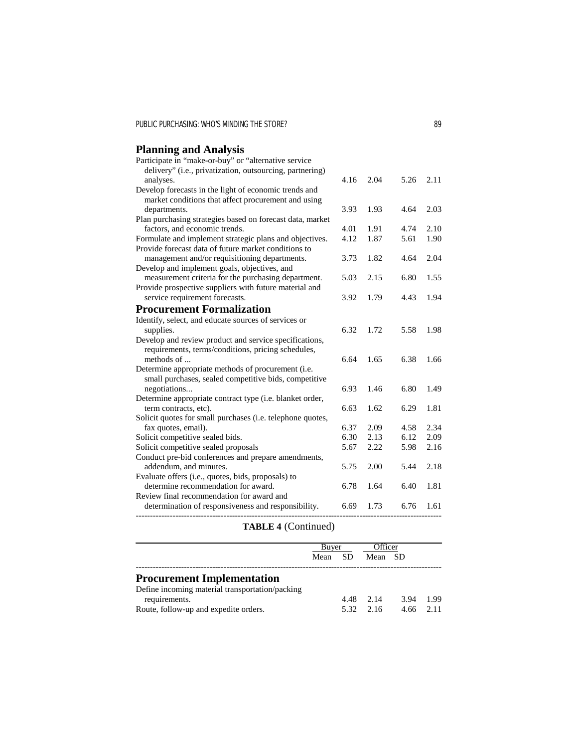| | Buyer | | Officer | |
|---|---|---|---|---|
| | Mean | SD | Mean | SD |
| **Planning and Analysis** | | | | |
| Participate in "make-or-buy" or "alternative service delivery" (i.e., privatization, outsourcing, partnering) analyses. | 4.16 | 2.04 | 5.26 | 2.11 |
| Develop forecasts in the light of economic trends and market conditions that affect procurement and using departments. | 3.93 | 1.93 | 4.64 | 2.03 |
| Plan purchasing strategies based on forecast data, market factors, and economic trends. | 4.01 | 1.91 | 4.74 | 2.10 |
| Formulate and implement strategic plans and objectives. | 4.12 | 1.87 | 5.61 | 1.90 |
| Provide forecast data of future market conditions to management and/or requisitioning departments. | 3.73 | 1.82 | 4.64 | 2.04 |
| Develop and implement goals, objectives, and measurement criteria for the purchasing department. | 5.03 | 2.15 | 6.80 | 1.55 |
| Provide prospective suppliers with future material and service requirement forecasts. | 3.92 | 1.79 | 4.43 | 1.94 |
| **Procurement Formalization** | | | | |
| Identify, select, and educate sources of services or supplies. | 6.32 | 1.72 | 5.58 | 1.98 |
| Develop and review product and service specifications, requirements, terms/conditions, pricing schedules, methods of ... | 6.64 | 1.65 | 6.38 | 1.66 |
| Determine appropriate methods of procurement (i.e. small purchases, sealed competitive bids, competitive negotiations... | 6.93 | 1.46 | 6.80 | 1.49 |
| Determine appropriate contract type (i.e. blanket order, term contracts, etc). | 6.63 | 1.62 | 6.29 | 1.81 |
| Solicit quotes for small purchases (i.e. telephone quotes, fax quotes, email). | 6.37 | 2.09 | 4.58 | 2.34 |
| Solicit competitive sealed bids. | 6.30 | 2.13 | 6.12 | 2.09 |
| Solicit competitive sealed proposals | 5.67 | 2.22 | 5.98 | 2.16 |
| Conduct pre-bid conferences and prepare amendments, addendum, and minutes. | 5.75 | 2.00 | 5.44 | 2.18 |
| Evaluate offers (i.e., quotes, bids, proposals) to determine recommendation for award. | 6.78 | 1.64 | 6.40 | 1.81 |
| Review final recommendation for award and determination of responsiveness and responsibility. | 6.69 | 1.73 | 6.76 | 1.61 |
| **Procurement Implementation** | | | | |
| Define incoming material transportation/packing requirements. | 4.48 | 2.14 | 3.94 | 1.99 |
| Route, follow-up and expedite orders. | 5.32 | 2.16 | 4.66 | 2.11 |

**TABLE 4** (Continued)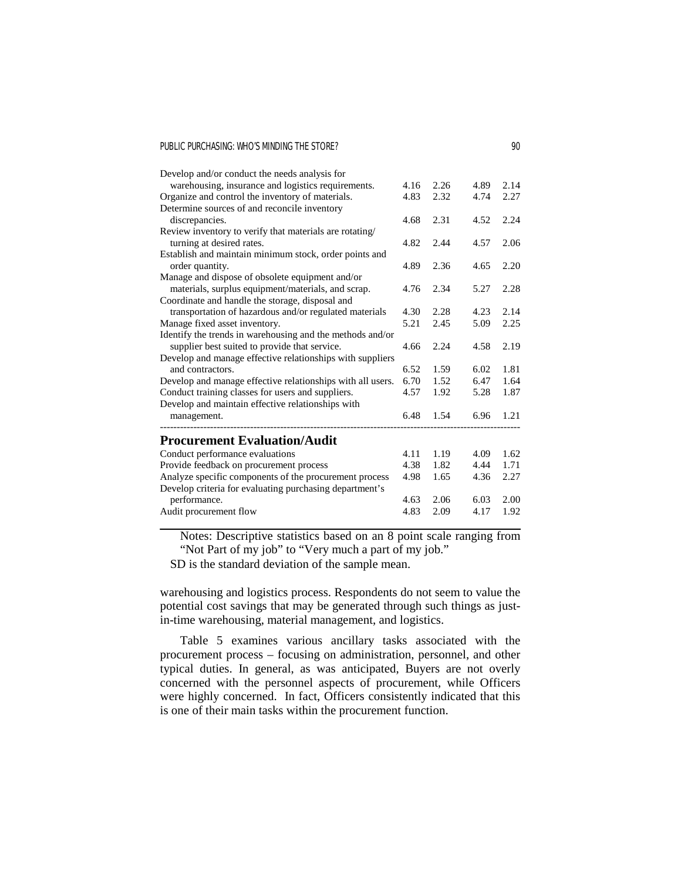| | | | | |
|---|---|---|---|---|
| Develop and/or conduct the needs analysis for warehousing, insurance and logistics requirements. | 4.16 | 2.26 | 4.89 | 2.14 |
| Organize and control the inventory of materials. | 4.83 | 2.32 | 4.74 | 2.27 |
| Determine sources of and reconcile inventory discrepancies. | 4.68 | 2.31 | 4.52 | 2.24 |
| Review inventory to verify that materials are rotating/ turning at desired rates. | 4.82 | 2.44 | 4.57 | 2.06 |
| Establish and maintain minimum stock, order points and order quantity. | 4.89 | 2.36 | 4.65 | 2.20 |
| Manage and dispose of obsolete equipment and/or materials, surplus equipment/materials, and scrap. | 4.76 | 2.34 | 5.27 | 2.28 |
| Coordinate and handle the storage, disposal and transportation of hazardous and/or regulated materials | 4.30 | 2.28 | 4.23 | 2.14 |
| Manage fixed asset inventory. | 5.21 | 2.45 | 5.09 | 2.25 |
| Identify the trends in warehousing and the methods and/or supplier best suited to provide that service. | 4.66 | 2.24 | 4.58 | 2.19 |
| Develop and manage effective relationships with suppliers and contractors. | 6.52 | 1.59 | 6.02 | 1.81 |
| Develop and manage effective relationships with all users. | 6.70 | 1.52 | 6.47 | 1.64 |
| Conduct training classes for users and suppliers. | 4.57 | 1.92 | 5.28 | 1.87 |
| Develop and maintain effective relationships with management. | 6.48 | 1.54 | 6.96 | 1.21 |
| **Procurement Evaluation/Audit** | | | | |
| Conduct performance evaluations | 4.11 | 1.19 | 4.09 | 1.62 |
| Provide feedback on procurement process | 4.38 | 1.82 | 4.44 | 1.71 |
| Analyze specific components of the procurement process | 4.98 | 1.65 | 4.36 | 2.27 |
| Develop criteria for evaluating purchasing department's performance. | 4.63 | 2.06 | 6.03 | 2.00 |
| Audit procurement flow | 4.83 | 2.09 | 4.17 | 1.92 |

Notes: Descriptive statistics based on an 8 point scale ranging from "Not Part of my job" to "Very much a part of my job."
SD is the standard deviation of the sample mean.

warehousing and logistics process. Respondents do not seem to value the potential cost savings that may be generated through such things as just-in-time warehousing, material management, and logistics.

Table 5 examines various ancillary tasks associated with the procurement process – focusing on administration, personnel, and other typical duties. In general, as was anticipated, Buyers are not overly concerned with the personnel aspects of procurement, while Officers were highly concerned. In fact, Officers consistently indicated that this is one of their main tasks within the procurement function.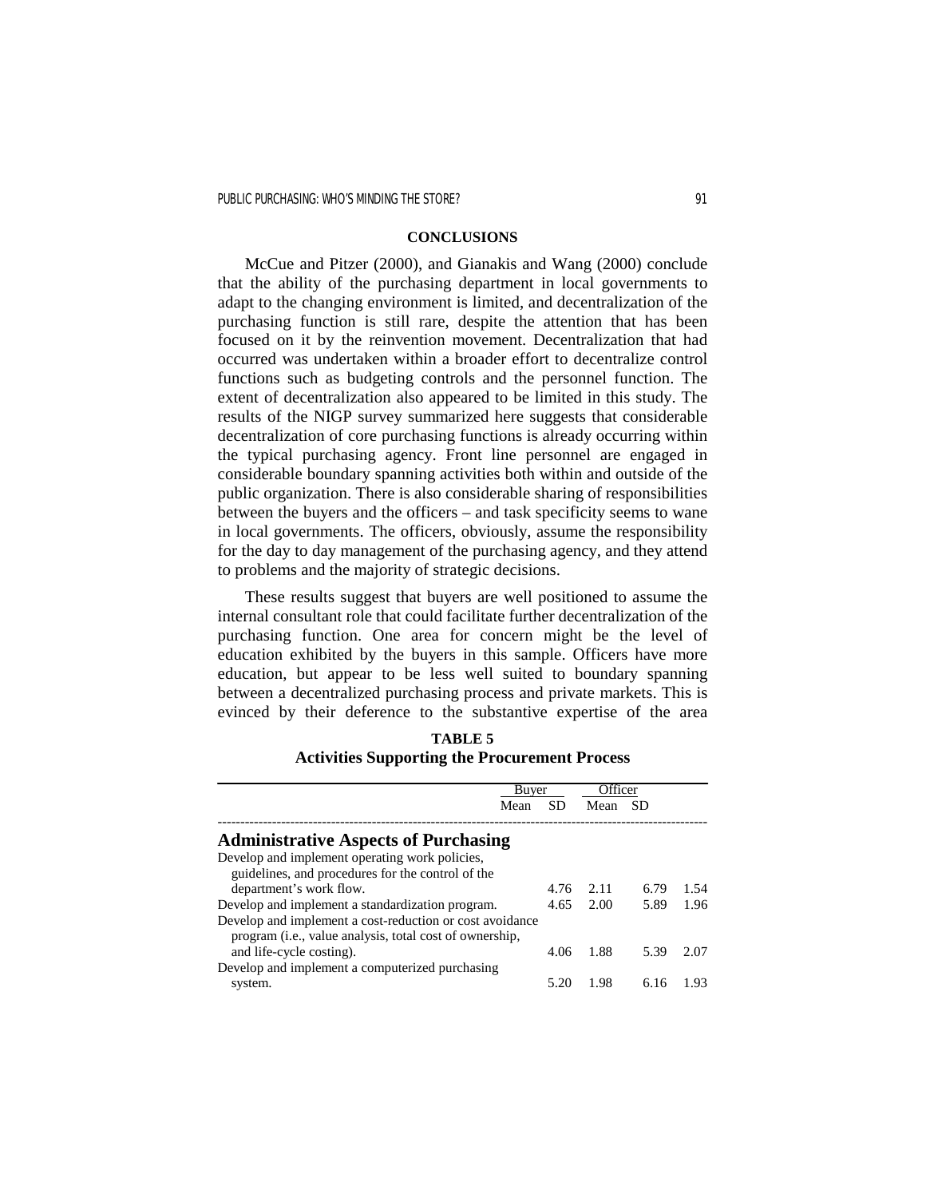## CONCLUSIONS

McCue and Pitzer (2000), and Gianakis and Wang (2000) conclude that the ability of the purchasing department in local governments to adapt to the changing environment is limited, and decentralization of the purchasing function is still rare, despite the attention that has been focused on it by the reinvention movement. Decentralization that had occurred was undertaken within a broader effort to decentralize control functions such as budgeting controls and the personnel function. The extent of decentralization also appeared to be limited in this study. The results of the NIGP survey summarized here suggests that considerable decentralization of core purchasing functions is already occurring within the typical purchasing agency. Front line personnel are engaged in considerable boundary spanning activities both within and outside of the public organization. There is also considerable sharing of responsibilities between the buyers and the officers – and task specificity seems to wane in local governments. The officers, obviously, assume the responsibility for the day to day management of the purchasing agency, and they attend to problems and the majority of strategic decisions.

These results suggest that buyers are well positioned to assume the internal consultant role that could facilitate further decentralization of the purchasing function. One area for concern might be the level of education exhibited by the buyers in this sample. Officers have more education, but appear to be less well suited to boundary spanning between a decentralized purchasing process and private markets. This is evinced by their deference to the substantive expertise of the area

**TABLE 5**
**Activities Supporting the Procurement Process**

| | Buyer | | Officer | |
|---|---|---|---|---|
| | Mean | SD | Mean | SD |
| **Administrative Aspects of Purchasing** | | | | |
| Develop and implement operating work policies, guidelines, and procedures for the control of the department's work flow. | 4.76 | 2.11 | 6.79 | 1.54 |
| Develop and implement a standardization program. | 4.65 | 2.00 | 5.89 | 1.96 |
| Develop and implement a cost-reduction or cost avoidance program (i.e., value analysis, total cost of ownership, and life-cycle costing). | 4.06 | 1.88 | 5.39 | 2.07 |
| Develop and implement a computerized purchasing system. | 5.20 | 1.98 | 6.16 | 1.93 |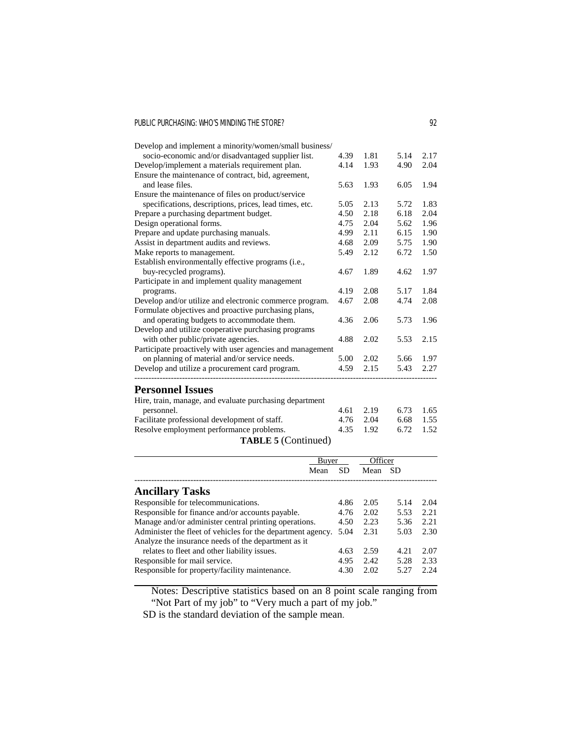| | Buyer | | Officer | |
|---|---|---|---|---|
| | Mean | SD | Mean | SD |
| Develop and implement a minority/women/small business/ socio-economic and/or disadvantaged supplier list. | 4.39 | 1.81 | 5.14 | 2.17 |
| Develop/implement a materials requirement plan. | 4.14 | 1.93 | 4.90 | 2.04 |
| Ensure the maintenance of contract, bid, agreement, and lease files. | 5.63 | 1.93 | 6.05 | 1.94 |
| Ensure the maintenance of files on product/service specifications, descriptions, prices, lead times, etc. | 5.05 | 2.13 | 5.72 | 1.83 |
| Prepare a purchasing department budget. | 4.50 | 2.18 | 6.18 | 2.04 |
| Design operational forms. | 4.75 | 2.04 | 5.62 | 1.96 |
| Prepare and update purchasing manuals. | 4.99 | 2.11 | 6.15 | 1.90 |
| Assist in department audits and reviews. | 4.68 | 2.09 | 5.75 | 1.90 |
| Make reports to management. | 5.49 | 2.12 | 6.72 | 1.50 |
| Establish environmentally effective programs (i.e., buy-recycled programs). | 4.67 | 1.89 | 4.62 | 1.97 |
| Participate in and implement quality management programs. | 4.19 | 2.08 | 5.17 | 1.84 |
| Develop and/or utilize and electronic commerce program. | 4.67 | 2.08 | 4.74 | 2.08 |
| Formulate objectives and proactive purchasing plans, and operating budgets to accommodate them. | 4.36 | 2.06 | 5.73 | 1.96 |
| Develop and utilize cooperative purchasing programs with other public/private agencies. | 4.88 | 2.02 | 5.53 | 2.15 |
| Participate proactively with user agencies and management on planning of material and/or service needs. | 5.00 | 2.02 | 5.66 | 1.97 |
| Develop and utilize a procurement card program. | 4.59 | 2.15 | 5.43 | 2.27 |
| **Personnel Issues** | | | | |
| Hire, train, manage, and evaluate purchasing department personnel. | 4.61 | 2.19 | 6.73 | 1.65 |
| Facilitate professional development of staff. | 4.76 | 2.04 | 6.68 | 1.55 |
| Resolve employment performance problems. | 4.35 | 1.92 | 6.72 | 1.52 |

**TABLE 5** (Continued)

| | Buyer | | Officer | |
|---|---|---|---|---|
| | Mean | SD | Mean | SD |
| **Ancillary Tasks** | | | | |
| Responsible for telecommunications. | 4.86 | 2.05 | 5.14 | 2.04 |
| Responsible for finance and/or accounts payable. | 4.76 | 2.02 | 5.53 | 2.21 |
| Manage and/or administer central printing operations. | 4.50 | 2.23 | 5.36 | 2.21 |
| Administer the fleet of vehicles for the department agency. | 5.04 | 2.31 | 5.03 | 2.30 |
| Analyze the insurance needs of the department as it relates to fleet and other liability issues. | 4.63 | 2.59 | 4.21 | 2.07 |
| Responsible for mail service. | 4.95 | 2.42 | 5.28 | 2.33 |
| Responsible for property/facility maintenance. | 4.30 | 2.02 | 5.27 | 2.24 |

Notes: Descriptive statistics based on an 8 point scale ranging from "Not Part of my job" to "Very much a part of my job."

SD is the standard deviation of the sample mean.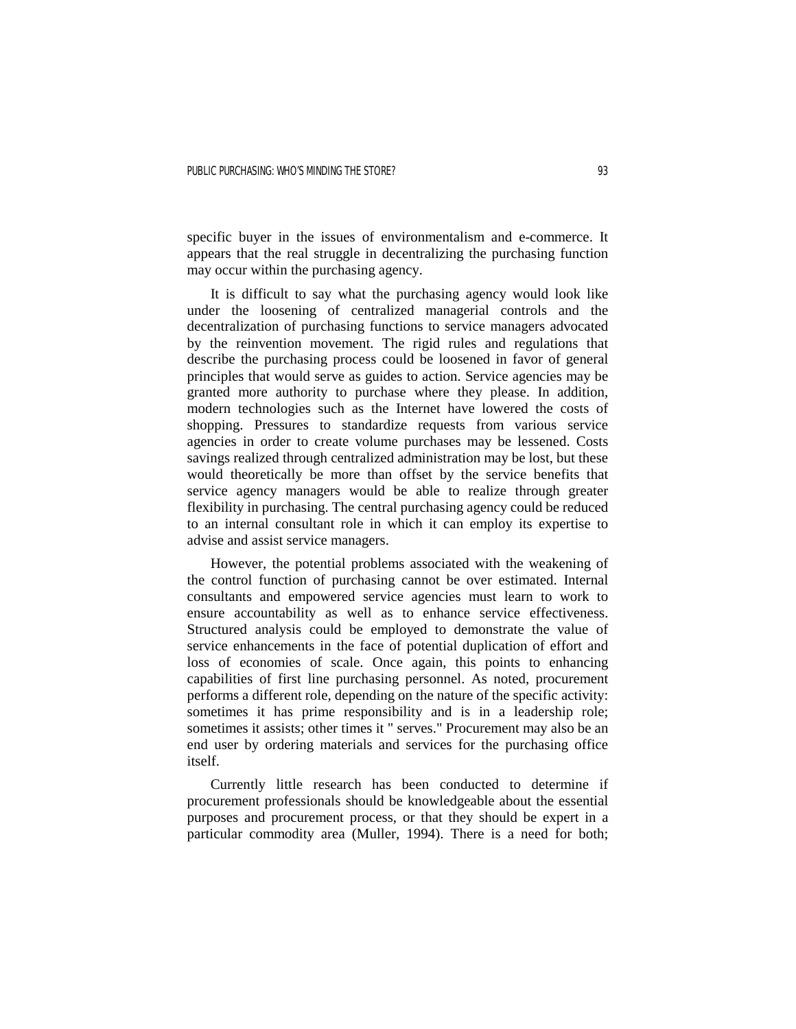specific buyer in the issues of environmentalism and e-commerce. It appears that the real struggle in decentralizing the purchasing function may occur within the purchasing agency.

It is difficult to say what the purchasing agency would look like under the loosening of centralized managerial controls and the decentralization of purchasing functions to service managers advocated by the reinvention movement. The rigid rules and regulations that describe the purchasing process could be loosened in favor of general principles that would serve as guides to action. Service agencies may be granted more authority to purchase where they please. In addition, modern technologies such as the Internet have lowered the costs of shopping. Pressures to standardize requests from various service agencies in order to create volume purchases may be lessened. Costs savings realized through centralized administration may be lost, but these would theoretically be more than offset by the service benefits that service agency managers would be able to realize through greater flexibility in purchasing. The central purchasing agency could be reduced to an internal consultant role in which it can employ its expertise to advise and assist service managers.

However, the potential problems associated with the weakening of the control function of purchasing cannot be over estimated. Internal consultants and empowered service agencies must learn to work to ensure accountability as well as to enhance service effectiveness. Structured analysis could be employed to demonstrate the value of service enhancements in the face of potential duplication of effort and loss of economies of scale. Once again, this points to enhancing capabilities of first line purchasing personnel. As noted, procurement performs a different role, depending on the nature of the specific activity: sometimes it has prime responsibility and is in a leadership role; sometimes it assists; other times it " serves." Procurement may also be an end user by ordering materials and services for the purchasing office itself.

Currently little research has been conducted to determine if procurement professionals should be knowledgeable about the essential purposes and procurement process, or that they should be expert in a particular commodity area (Muller, 1994). There is a need for both;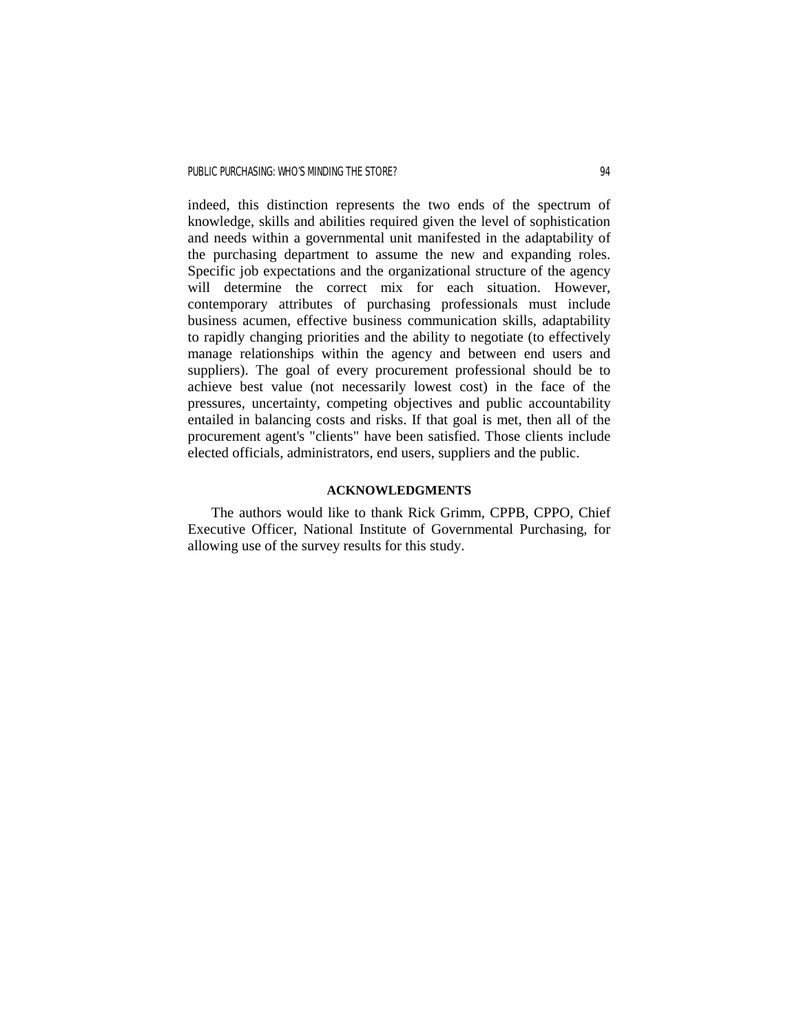indeed, this distinction represents the two ends of the spectrum of knowledge, skills and abilities required given the level of sophistication and needs within a governmental unit manifested in the adaptability of the purchasing department to assume the new and expanding roles. Specific job expectations and the organizational structure of the agency will determine the correct mix for each situation. However, contemporary attributes of purchasing professionals must include business acumen, effective business communication skills, adaptability to rapidly changing priorities and the ability to negotiate (to effectively manage relationships within the agency and between end users and suppliers). The goal of every procurement professional should be to achieve best value (not necessarily lowest cost) in the face of the pressures, uncertainty, competing objectives and public accountability entailed in balancing costs and risks. If that goal is met, then all of the procurement agent's "clients" have been satisfied. Those clients include elected officials, administrators, end users, suppliers and the public.

## ACKNOWLEDGMENTS

The authors would like to thank Rick Grimm, CPPB, CPPO, Chief Executive Officer, National Institute of Governmental Purchasing, for allowing use of the survey results for this study.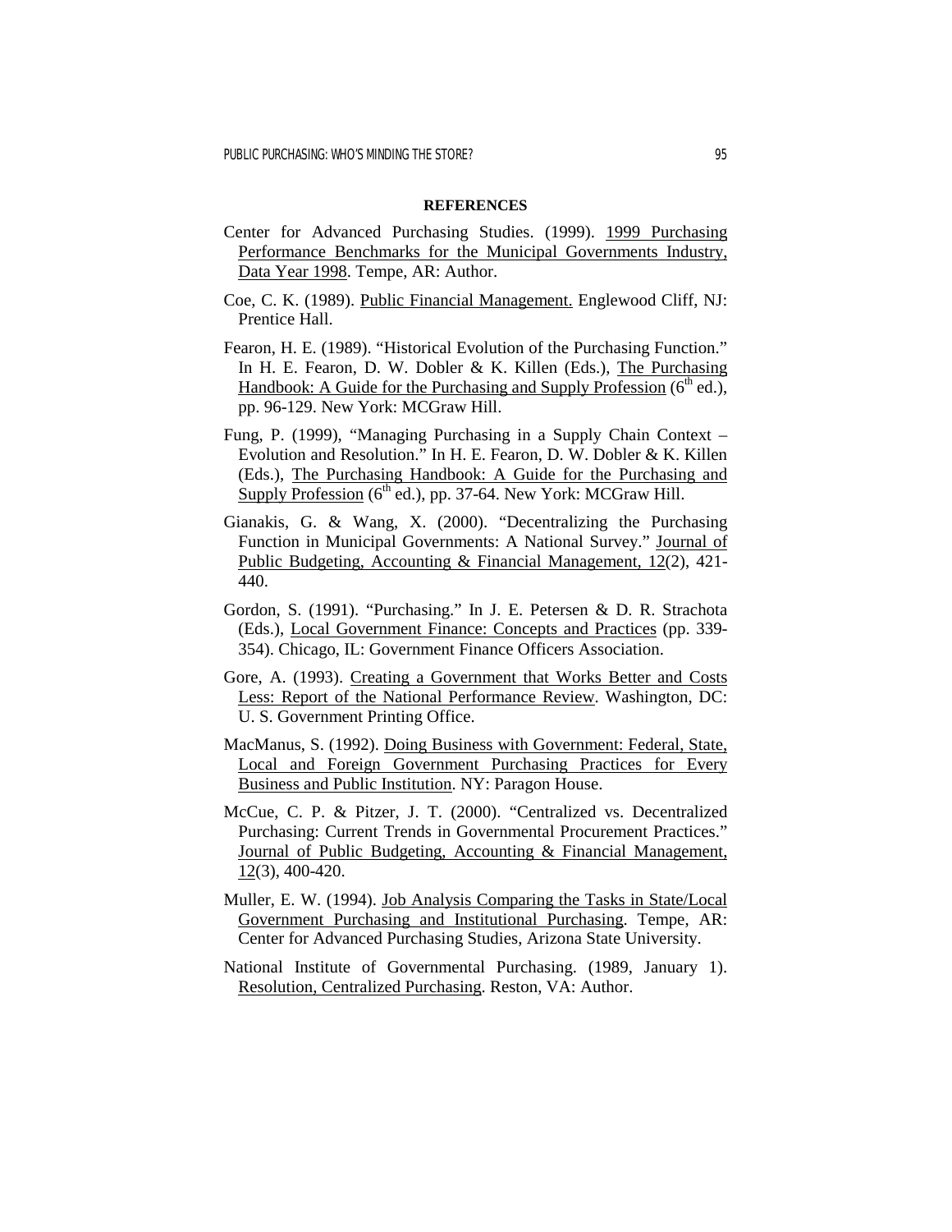## REFERENCES

Center for Advanced Purchasing Studies. (1999). 1999 Purchasing Performance Benchmarks for the Municipal Governments Industry, Data Year 1998. Tempe, AR: Author.

Coe, C. K. (1989). Public Financial Management. Englewood Cliff, NJ: Prentice Hall.

Fearon, H. E. (1989). "Historical Evolution of the Purchasing Function." In H. E. Fearon, D. W. Dobler & K. Killen (Eds.), The Purchasing Handbook: A Guide for the Purchasing and Supply Profession (6th ed.), pp. 96-129. New York: MCGraw Hill.

Fung, P. (1999), "Managing Purchasing in a Supply Chain Context – Evolution and Resolution." In H. E. Fearon, D. W. Dobler & K. Killen (Eds.), The Purchasing Handbook: A Guide for the Purchasing and Supply Profession (6th ed.), pp. 37-64. New York: MCGraw Hill.

Gianakis, G. & Wang, X. (2000). "Decentralizing the Purchasing Function in Municipal Governments: A National Survey." Journal of Public Budgeting, Accounting & Financial Management, 12(2), 421-440.

Gordon, S. (1991). "Purchasing." In J. E. Petersen & D. R. Strachota (Eds.), Local Government Finance: Concepts and Practices (pp. 339-354). Chicago, IL: Government Finance Officers Association.

Gore, A. (1993). Creating a Government that Works Better and Costs Less: Report of the National Performance Review. Washington, DC: U. S. Government Printing Office.

MacManus, S. (1992). Doing Business with Government: Federal, State, Local and Foreign Government Purchasing Practices for Every Business and Public Institution. NY: Paragon House.

McCue, C. P. & Pitzer, J. T. (2000). "Centralized vs. Decentralized Purchasing: Current Trends in Governmental Procurement Practices." Journal of Public Budgeting, Accounting & Financial Management, 12(3), 400-420.

Muller, E. W. (1994). Job Analysis Comparing the Tasks in State/Local Government Purchasing and Institutional Purchasing. Tempe, AR: Center for Advanced Purchasing Studies, Arizona State University.

National Institute of Governmental Purchasing. (1989, January 1). Resolution, Centralized Purchasing. Reston, VA: Author.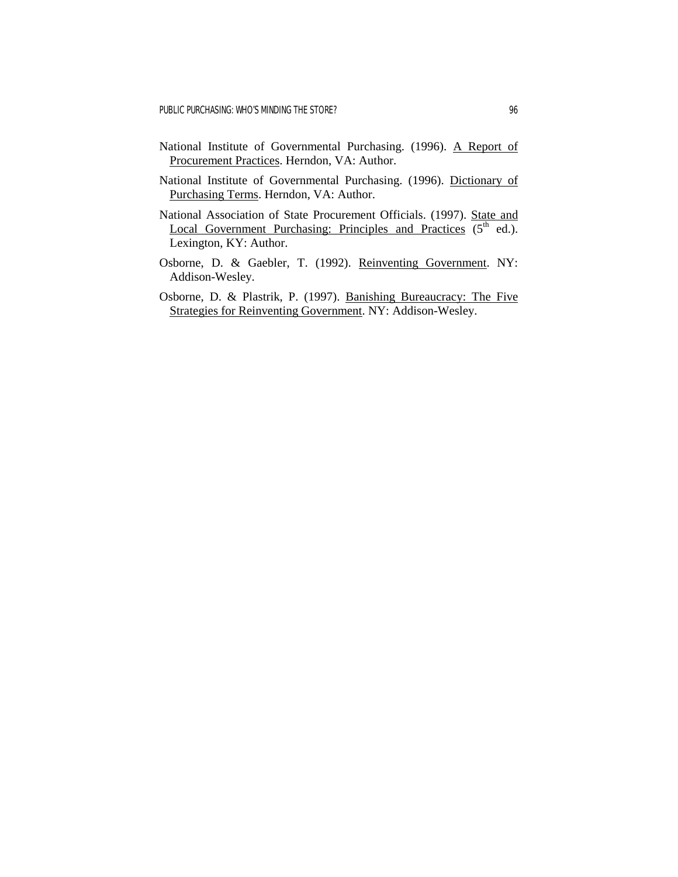National Institute of Governmental Purchasing. (1996). A Report of Procurement Practices. Herndon, VA: Author.

National Institute of Governmental Purchasing. (1996). Dictionary of Purchasing Terms. Herndon, VA: Author.

National Association of State Procurement Officials. (1997). State and Local Government Purchasing: Principles and Practices ($5^{th}$ ed.). Lexington, KY: Author.

Osborne, D. & Gaebler, T. (1992). Reinventing Government. NY: Addison-Wesley.

Osborne, D. & Plastrik, P. (1997). Banishing Bureaucracy: The Five Strategies for Reinventing Government. NY: Addison-Wesley.